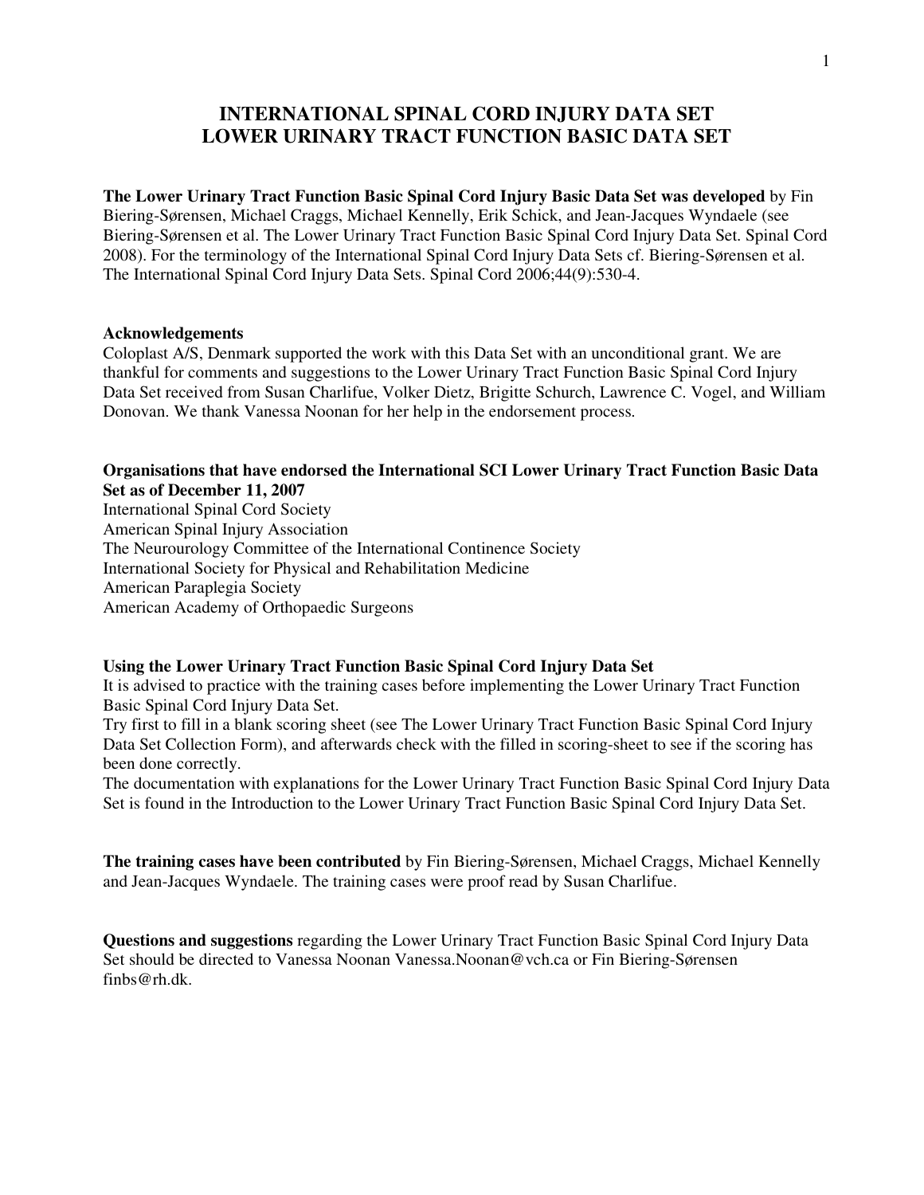# INTERNATIONAL SPINAL CORD INJURY DATA SET
# LOWER URINARY TRACT FUNCTION BASIC DATA SET

**The Lower Urinary Tract Function Basic Spinal Cord Injury Basic Data Set was developed** by Fin Biering-Sørensen, Michael Craggs, Michael Kennelly, Erik Schick, and Jean-Jacques Wyndaele (see Biering-Sørensen et al. The Lower Urinary Tract Function Basic Spinal Cord Injury Data Set. Spinal Cord 2008). For the terminology of the International Spinal Cord Injury Data Sets cf. Biering-Sørensen et al. The International Spinal Cord Injury Data Sets. Spinal Cord 2006;44(9):530-4.

**Acknowledgements**
Coloplast A/S, Denmark supported the work with this Data Set with an unconditional grant. We are thankful for comments and suggestions to the Lower Urinary Tract Function Basic Spinal Cord Injury Data Set received from Susan Charlifue, Volker Dietz, Brigitte Schurch, Lawrence C. Vogel, and William Donovan. We thank Vanessa Noonan for her help in the endorsement process.

**Organisations that have endorsed the International SCI Lower Urinary Tract Function Basic Data Set as of December 11, 2007**
International Spinal Cord Society
American Spinal Injury Association
The Neurourology Committee of the International Continence Society
International Society for Physical and Rehabilitation Medicine
American Paraplegia Society
American Academy of Orthopaedic Surgeons

**Using the Lower Urinary Tract Function Basic Spinal Cord Injury Data Set**
It is advised to practice with the training cases before implementing the Lower Urinary Tract Function Basic Spinal Cord Injury Data Set.
Try first to fill in a blank scoring sheet (see The Lower Urinary Tract Function Basic Spinal Cord Injury Data Set Collection Form), and afterwards check with the filled in scoring-sheet to see if the scoring has been done correctly.
The documentation with explanations for the Lower Urinary Tract Function Basic Spinal Cord Injury Data Set is found in the Introduction to the Lower Urinary Tract Function Basic Spinal Cord Injury Data Set.

**The training cases have been contributed** by Fin Biering-Sørensen, Michael Craggs, Michael Kennelly and Jean-Jacques Wyndaele. The training cases were proof read by Susan Charlifue.

**Questions and suggestions** regarding the Lower Urinary Tract Function Basic Spinal Cord Injury Data Set should be directed to Vanessa Noonan Vanessa.Noonan@vch.ca or Fin Biering-Sørensen finbs@rh.dk.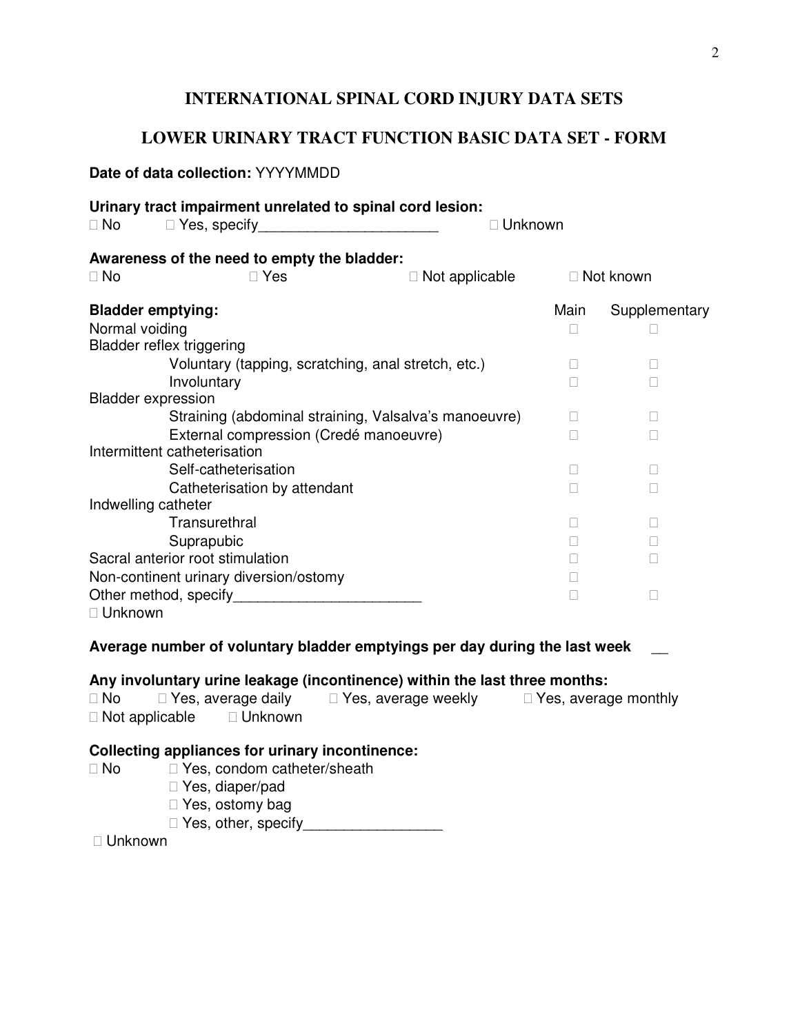# INTERNATIONAL SPINAL CORD INJURY DATA SETS

## LOWER URINARY TRACT FUNCTION BASIC DATA SET - FORM

**Date of data collection:** YYYYMMDD

**Urinary tract impairment unrelated to spinal cord lesion:**
□ No   □ Yes, specify______________________   □ Unknown

**Awareness of the need to empty the bladder:**
□ No   □ Yes   □ Not applicable   □ Not known

| **Bladder emptying:** | Main | Supplementary |
|---|---|---|
| Normal voiding | □ | □ |
| Bladder reflex triggering | | |
| Voluntary (tapping, scratching, anal stretch, etc.) | □ | □ |
| Involuntary | □ | □ |
| Bladder expression | | |
| Straining (abdominal straining, Valsalva's manoeuvre) | □ | □ |
| External compression (Credé manoeuvre) | □ | □ |
| Intermittent catheterisation | | |
| Self-catheterisation | □ | □ |
| Catheterisation by attendant | □ | □ |
| Indwelling catheter | | |
| Transurethral | □ | □ |
| Suprapubic | □ | □ |
| Sacral anterior root stimulation | □ | □ |
| Non-continent urinary diversion/ostomy | □ | |
| Other method, specify______________________ | □ | □ |
| □ Unknown | | |

**Average number of voluntary bladder emptyings per day during the last week** __

**Any involuntary urine leakage (incontinence) within the last three months:**
□ No   □ Yes, average daily   □ Yes, average weekly   □ Yes, average monthly
□ Not applicable   □ Unknown

**Collecting appliances for urinary incontinence:**
□ No   □ Yes, condom catheter/sheath
□ Yes, diaper/pad
□ Yes, ostomy bag
□ Yes, other, specify_________________
□ Unknown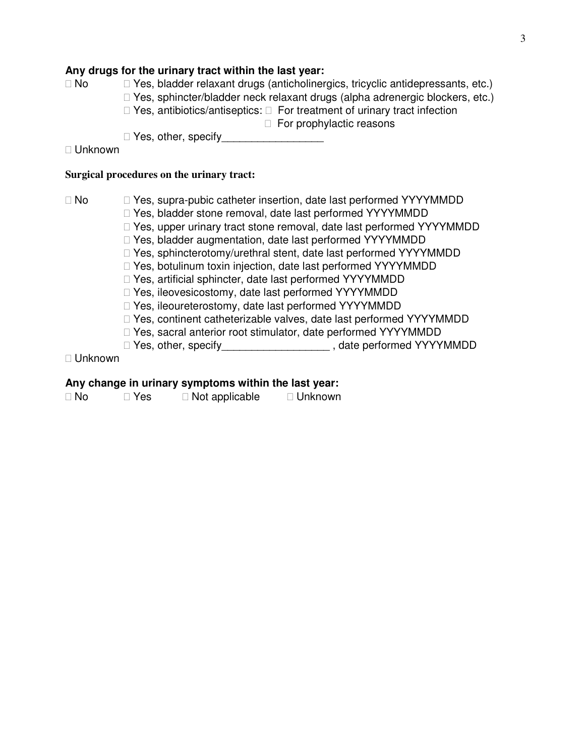**Any drugs for the urinary tract within the last year:**

□ No □ Yes, bladder relaxant drugs (anticholinergics, tricyclic antidepressants, etc.)
□ Yes, sphincter/bladder neck relaxant drugs (alpha adrenergic blockers, etc.)
□ Yes, antibiotics/antiseptics: □ For treatment of urinary tract infection
□ For prophylactic reasons
□ Yes, other, specify_________________
□ Unknown

**Surgical procedures on the urinary tract:**

□ No □ Yes, supra-pubic catheter insertion, date last performed YYYYMMDD
□ Yes, bladder stone removal, date last performed YYYYMMDD
□ Yes, upper urinary tract stone removal, date last performed YYYYMMDD
□ Yes, bladder augmentation, date last performed YYYYMMDD
□ Yes, sphincterotomy/urethral stent, date last performed YYYYMMDD
□ Yes, botulinum toxin injection, date last performed YYYYMMDD
□ Yes, artificial sphincter, date last performed YYYYMMDD
□ Yes, ileovesicostomy, date last performed YYYYMMDD
□ Yes, ileoureterostomy, date last performed YYYYMMDD
□ Yes, continent catheterizable valves, date last performed YYYYMMDD
□ Yes, sacral anterior root stimulator, date performed YYYYMMDD
□ Yes, other, specify__________________ , date performed YYYYMMDD
□ Unknown

**Any change in urinary symptoms within the last year:**

□ No □ Yes □ Not applicable □ Unknown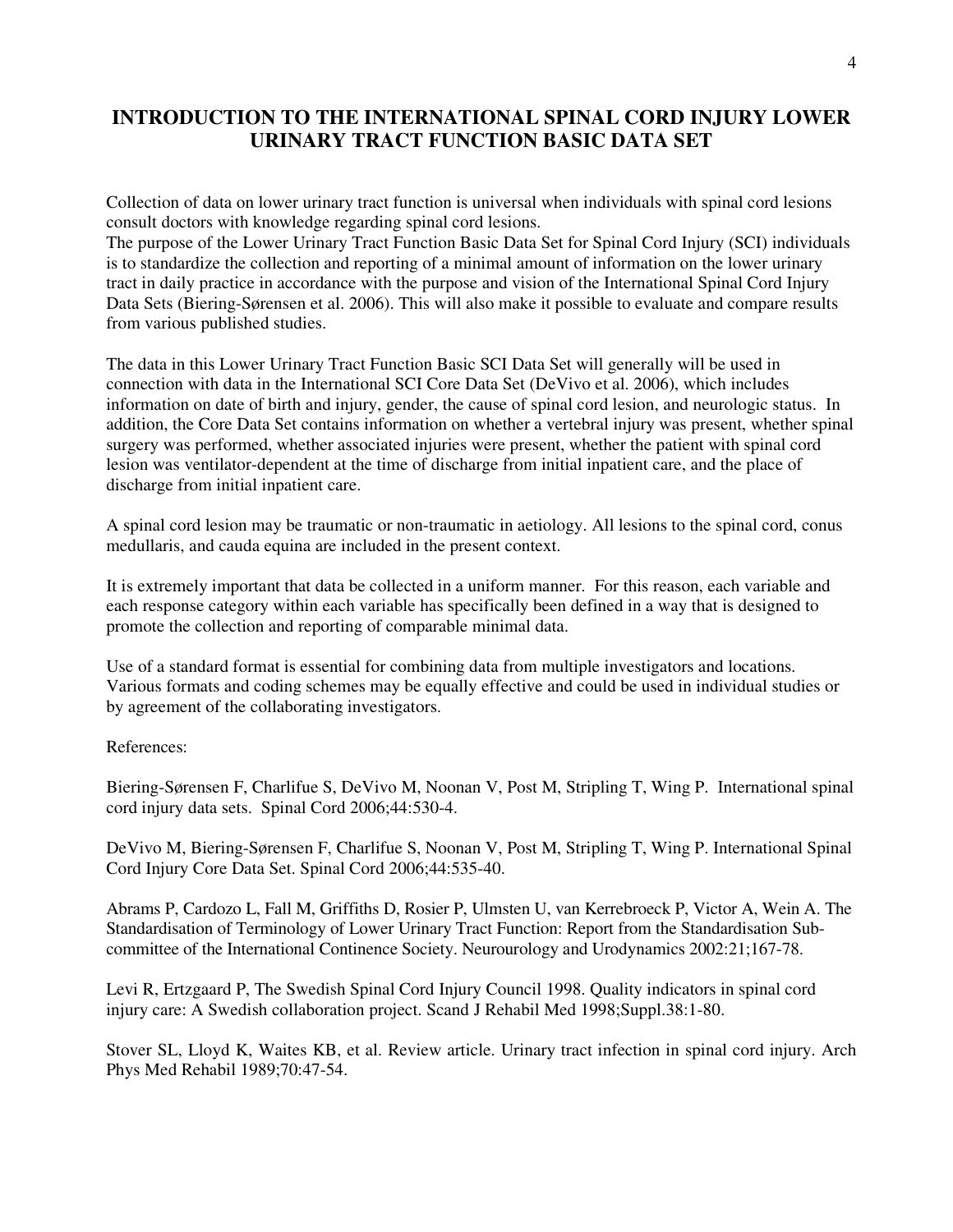# INTRODUCTION TO THE INTERNATIONAL SPINAL CORD INJURY LOWER URINARY TRACT FUNCTION BASIC DATA SET

Collection of data on lower urinary tract function is universal when individuals with spinal cord lesions consult doctors with knowledge regarding spinal cord lesions.
The purpose of the Lower Urinary Tract Function Basic Data Set for Spinal Cord Injury (SCI) individuals is to standardize the collection and reporting of a minimal amount of information on the lower urinary tract in daily practice in accordance with the purpose and vision of the International Spinal Cord Injury Data Sets (Biering-Sørensen et al. 2006). This will also make it possible to evaluate and compare results from various published studies.

The data in this Lower Urinary Tract Function Basic SCI Data Set will generally will be used in connection with data in the International SCI Core Data Set (DeVivo et al. 2006), which includes information on date of birth and injury, gender, the cause of spinal cord lesion, and neurologic status. In addition, the Core Data Set contains information on whether a vertebral injury was present, whether spinal surgery was performed, whether associated injuries were present, whether the patient with spinal cord lesion was ventilator-dependent at the time of discharge from initial inpatient care, and the place of discharge from initial inpatient care.

A spinal cord lesion may be traumatic or non-traumatic in aetiology. All lesions to the spinal cord, conus medullaris, and cauda equina are included in the present context.

It is extremely important that data be collected in a uniform manner. For this reason, each variable and each response category within each variable has specifically been defined in a way that is designed to promote the collection and reporting of comparable minimal data.

Use of a standard format is essential for combining data from multiple investigators and locations. Various formats and coding schemes may be equally effective and could be used in individual studies or by agreement of the collaborating investigators.

References:

Biering-Sørensen F, Charlifue S, DeVivo M, Noonan V, Post M, Stripling T, Wing P. International spinal cord injury data sets. Spinal Cord 2006;44:530-4.

DeVivo M, Biering-Sørensen F, Charlifue S, Noonan V, Post M, Stripling T, Wing P. International Spinal Cord Injury Core Data Set. Spinal Cord 2006;44:535-40.

Abrams P, Cardozo L, Fall M, Griffiths D, Rosier P, Ulmsten U, van Kerrebroeck P, Victor A, Wein A. The Standardisation of Terminology of Lower Urinary Tract Function: Report from the Standardisation Sub-committee of the International Continence Society. Neurourology and Urodynamics 2002:21;167-78.

Levi R, Ertzgaard P, The Swedish Spinal Cord Injury Council 1998. Quality indicators in spinal cord injury care: A Swedish collaboration project. Scand J Rehabil Med 1998;Suppl.38:1-80.

Stover SL, Lloyd K, Waites KB, et al. Review article. Urinary tract infection in spinal cord injury. Arch Phys Med Rehabil 1989;70:47-54.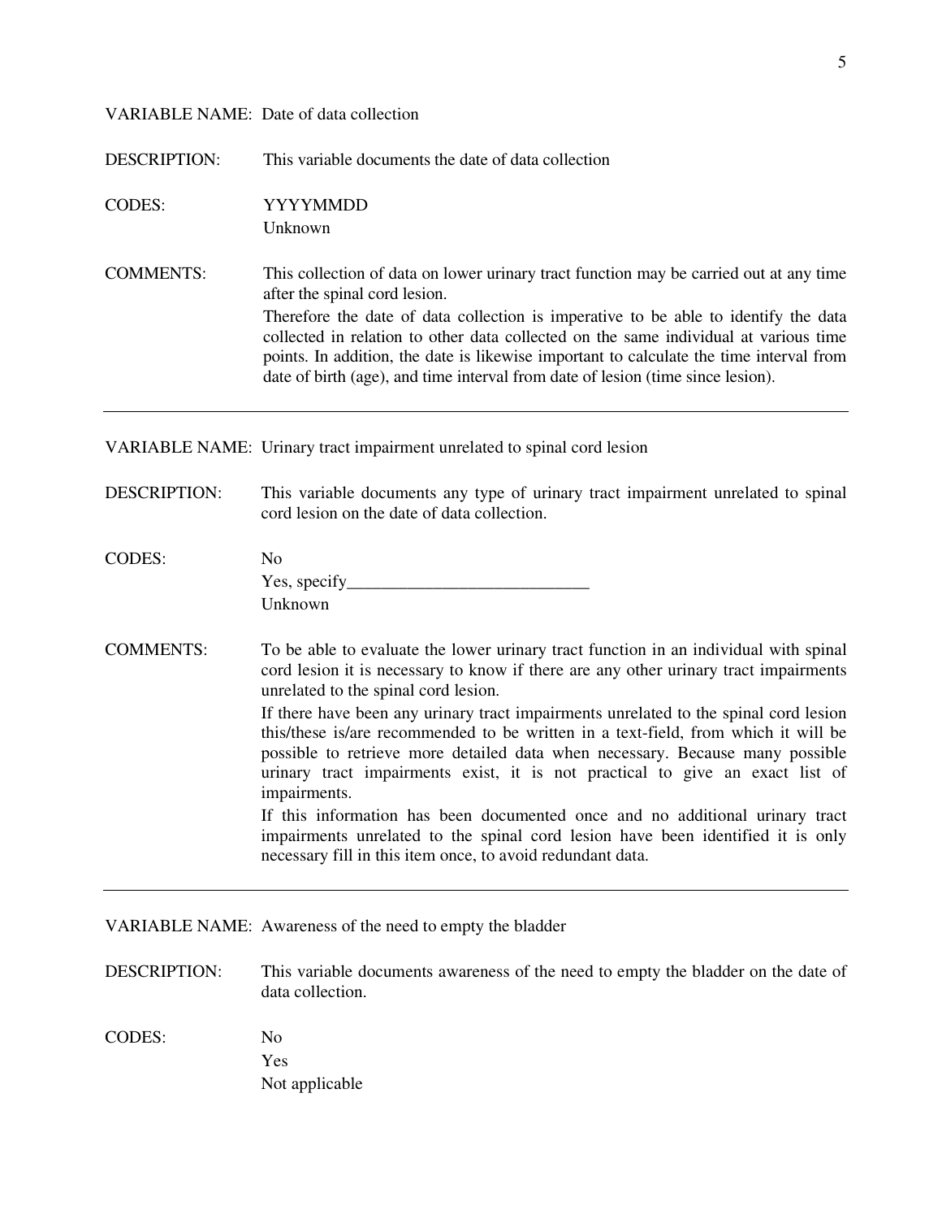VARIABLE NAME: Date of data collection

DESCRIPTION: This variable documents the date of data collection

CODES: YYYYMMDD
Unknown

COMMENTS: This collection of data on lower urinary tract function may be carried out at any time after the spinal cord lesion.
Therefore the date of data collection is imperative to be able to identify the data collected in relation to other data collected on the same individual at various time points. In addition, the date is likewise important to calculate the time interval from date of birth (age), and time interval from date of lesion (time since lesion).

---

VARIABLE NAME: Urinary tract impairment unrelated to spinal cord lesion

DESCRIPTION: This variable documents any type of urinary tract impairment unrelated to spinal cord lesion on the date of data collection.

CODES: No
Yes, specify____________________________
Unknown

COMMENTS: To be able to evaluate the lower urinary tract function in an individual with spinal cord lesion it is necessary to know if there are any other urinary tract impairments unrelated to the spinal cord lesion.
If there have been any urinary tract impairments unrelated to the spinal cord lesion this/these is/are recommended to be written in a text-field, from which it will be possible to retrieve more detailed data when necessary. Because many possible urinary tract impairments exist, it is not practical to give an exact list of impairments.
If this information has been documented once and no additional urinary tract impairments unrelated to the spinal cord lesion have been identified it is only necessary fill in this item once, to avoid redundant data.

---

VARIABLE NAME: Awareness of the need to empty the bladder

DESCRIPTION: This variable documents awareness of the need to empty the bladder on the date of data collection.

CODES: No
Yes
Not applicable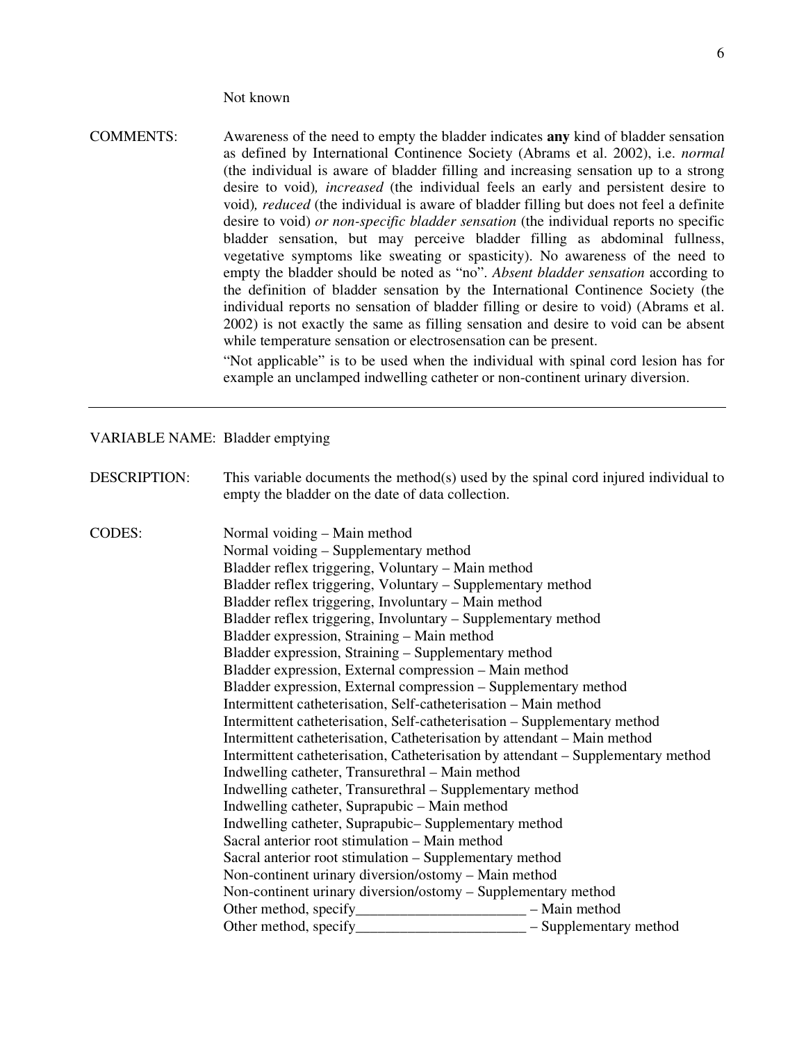Not known

COMMENTS: Awareness of the need to empty the bladder indicates **any** kind of bladder sensation as defined by International Continence Society (Abrams et al. 2002), i.e. *normal* (the individual is aware of bladder filling and increasing sensation up to a strong desire to void)*, increased* (the individual feels an early and persistent desire to void)*, reduced* (the individual is aware of bladder filling but does not feel a definite desire to void) *or non-specific bladder sensation* (the individual reports no specific bladder sensation, but may perceive bladder filling as abdominal fullness, vegetative symptoms like sweating or spasticity). No awareness of the need to empty the bladder should be noted as "no". *Absent bladder sensation* according to the definition of bladder sensation by the International Continence Society (the individual reports no sensation of bladder filling or desire to void) (Abrams et al. 2002) is not exactly the same as filling sensation and desire to void can be absent while temperature sensation or electrosensation can be present.

"Not applicable" is to be used when the individual with spinal cord lesion has for example an unclamped indwelling catheter or non-continent urinary diversion.

---

VARIABLE NAME: Bladder emptying

DESCRIPTION: This variable documents the method(s) used by the spinal cord injured individual to empty the bladder on the date of data collection.

CODES:

Normal voiding – Main method
Normal voiding – Supplementary method
Bladder reflex triggering, Voluntary – Main method
Bladder reflex triggering, Voluntary – Supplementary method
Bladder reflex triggering, Involuntary – Main method
Bladder reflex triggering, Involuntary – Supplementary method
Bladder expression, Straining – Main method
Bladder expression, Straining – Supplementary method
Bladder expression, External compression – Main method
Bladder expression, External compression – Supplementary method
Intermittent catheterisation, Self-catheterisation – Main method
Intermittent catheterisation, Self-catheterisation – Supplementary method
Intermittent catheterisation, Catheterisation by attendant – Main method
Intermittent catheterisation, Catheterisation by attendant – Supplementary method
Indwelling catheter, Transurethral – Main method
Indwelling catheter, Transurethral – Supplementary method
Indwelling catheter, Suprapubic – Main method
Indwelling catheter, Suprapubic– Supplementary method
Sacral anterior root stimulation – Main method
Sacral anterior root stimulation – Supplementary method
Non-continent urinary diversion/ostomy – Main method
Non-continent urinary diversion/ostomy – Supplementary method
Other method, specify_______________________ – Main method
Other method, specify_______________________ – Supplementary method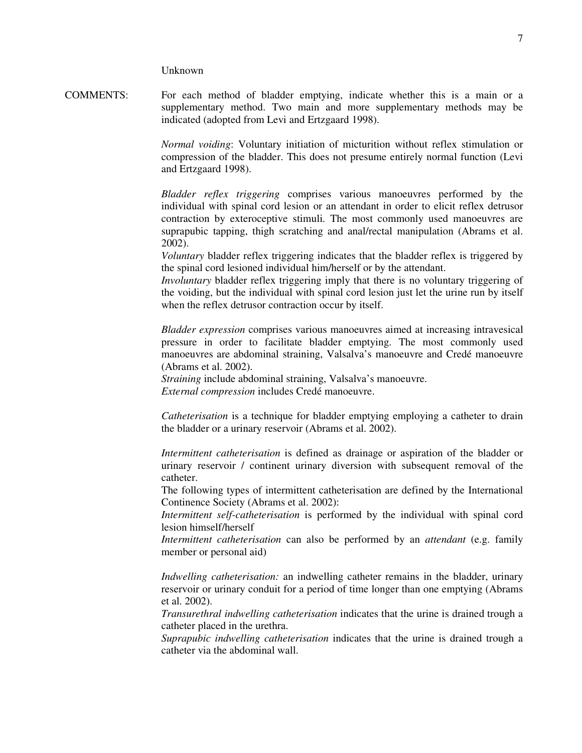Unknown

COMMENTS: For each method of bladder emptying, indicate whether this is a main or a supplementary method. Two main and more supplementary methods may be indicated (adopted from Levi and Ertzgaard 1998).

*Normal voiding*: Voluntary initiation of micturition without reflex stimulation or compression of the bladder. This does not presume entirely normal function (Levi and Ertzgaard 1998).

*Bladder reflex triggering* comprises various manoeuvres performed by the individual with spinal cord lesion or an attendant in order to elicit reflex detrusor contraction by exteroceptive stimuli. The most commonly used manoeuvres are suprapubic tapping, thigh scratching and anal/rectal manipulation (Abrams et al. 2002).
*Voluntary* bladder reflex triggering indicates that the bladder reflex is triggered by the spinal cord lesioned individual him/herself or by the attendant.
*Involuntary* bladder reflex triggering imply that there is no voluntary triggering of the voiding, but the individual with spinal cord lesion just let the urine run by itself when the reflex detrusor contraction occur by itself.

*Bladder expression* comprises various manoeuvres aimed at increasing intravesical pressure in order to facilitate bladder emptying. The most commonly used manoeuvres are abdominal straining, Valsalva's manoeuvre and Credé manoeuvre (Abrams et al. 2002).
*Straining* include abdominal straining, Valsalva's manoeuvre.
*External compression* includes Credé manoeuvre.

*Catheterisation* is a technique for bladder emptying employing a catheter to drain the bladder or a urinary reservoir (Abrams et al. 2002).

*Intermittent catheterisation* is defined as drainage or aspiration of the bladder or urinary reservoir / continent urinary diversion with subsequent removal of the catheter.
The following types of intermittent catheterisation are defined by the International Continence Society (Abrams et al. 2002):
*Intermittent self-catheterisation* is performed by the individual with spinal cord lesion himself/herself
*Intermittent catheterisation* can also be performed by an *attendant* (e.g. family member or personal aid)

*Indwelling catheterisation:* an indwelling catheter remains in the bladder, urinary reservoir or urinary conduit for a period of time longer than one emptying (Abrams et al. 2002).
*Transurethral indwelling catheterisation* indicates that the urine is drained trough a catheter placed in the urethra.
*Suprapubic indwelling catheterisation* indicates that the urine is drained trough a catheter via the abdominal wall.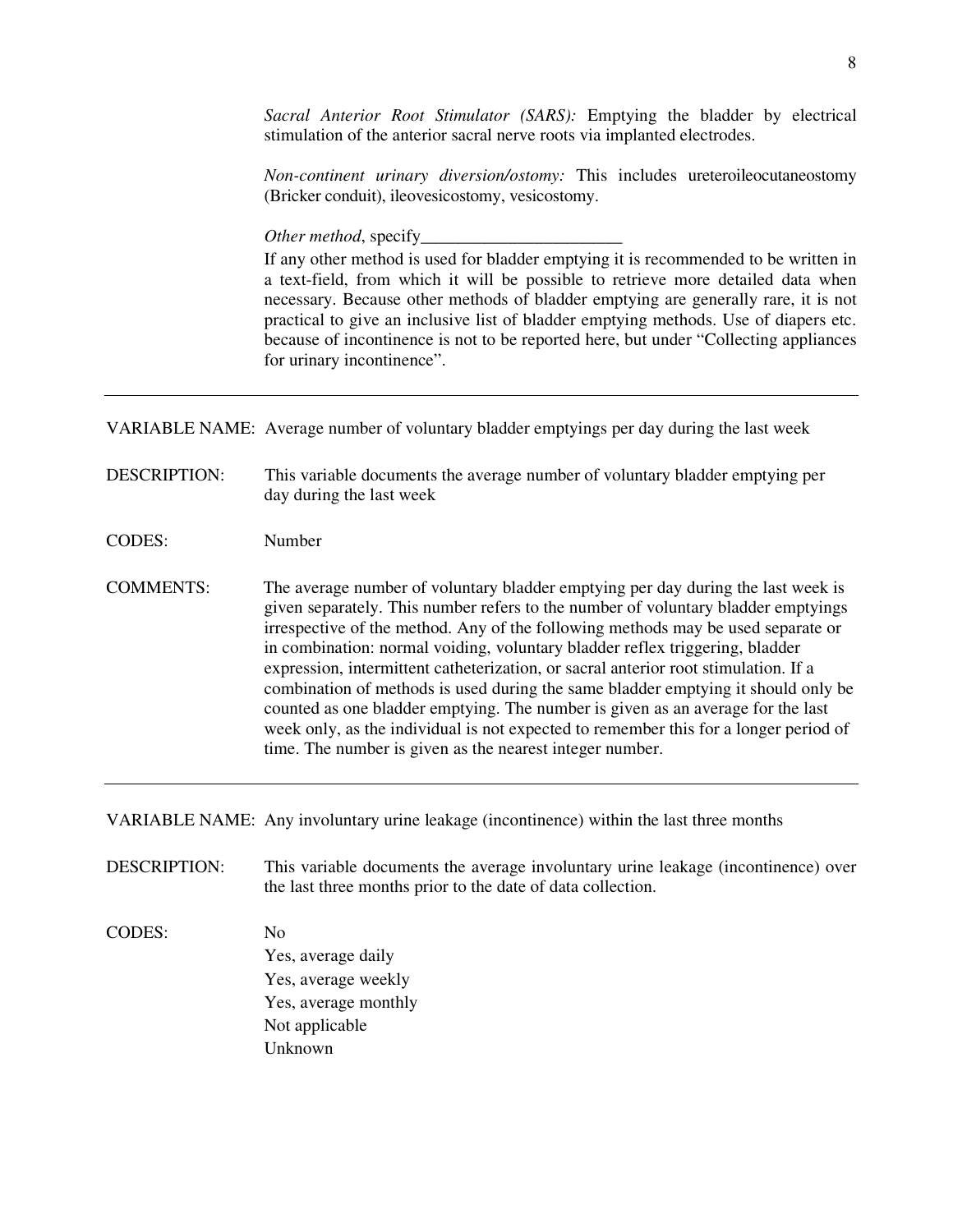*Sacral Anterior Root Stimulator (SARS):* Emptying the bladder by electrical stimulation of the anterior sacral nerve roots via implanted electrodes.

*Non-continent urinary diversion/ostomy:* This includes ureteroileocutaneostomy (Bricker conduit), ileovesicostomy, vesicostomy.

*Other method*, specify_______________________

If any other method is used for bladder emptying it is recommended to be written in a text-field, from which it will be possible to retrieve more detailed data when necessary. Because other methods of bladder emptying are generally rare, it is not practical to give an inclusive list of bladder emptying methods. Use of diapers etc. because of incontinence is not to be reported here, but under "Collecting appliances for urinary incontinence".

---

VARIABLE NAME: Average number of voluntary bladder emptyings per day during the last week

DESCRIPTION: This variable documents the average number of voluntary bladder emptying per day during the last week

CODES: Number

COMMENTS: The average number of voluntary bladder emptying per day during the last week is given separately. This number refers to the number of voluntary bladder emptyings irrespective of the method. Any of the following methods may be used separate or in combination: normal voiding, voluntary bladder reflex triggering, bladder expression, intermittent catheterization, or sacral anterior root stimulation. If a combination of methods is used during the same bladder emptying it should only be counted as one bladder emptying. The number is given as an average for the last week only, as the individual is not expected to remember this for a longer period of time. The number is given as the nearest integer number.

---

VARIABLE NAME: Any involuntary urine leakage (incontinence) within the last three months

DESCRIPTION: This variable documents the average involuntary urine leakage (incontinence) over the last three months prior to the date of data collection.

CODES: No
Yes, average daily
Yes, average weekly
Yes, average monthly
Not applicable
Unknown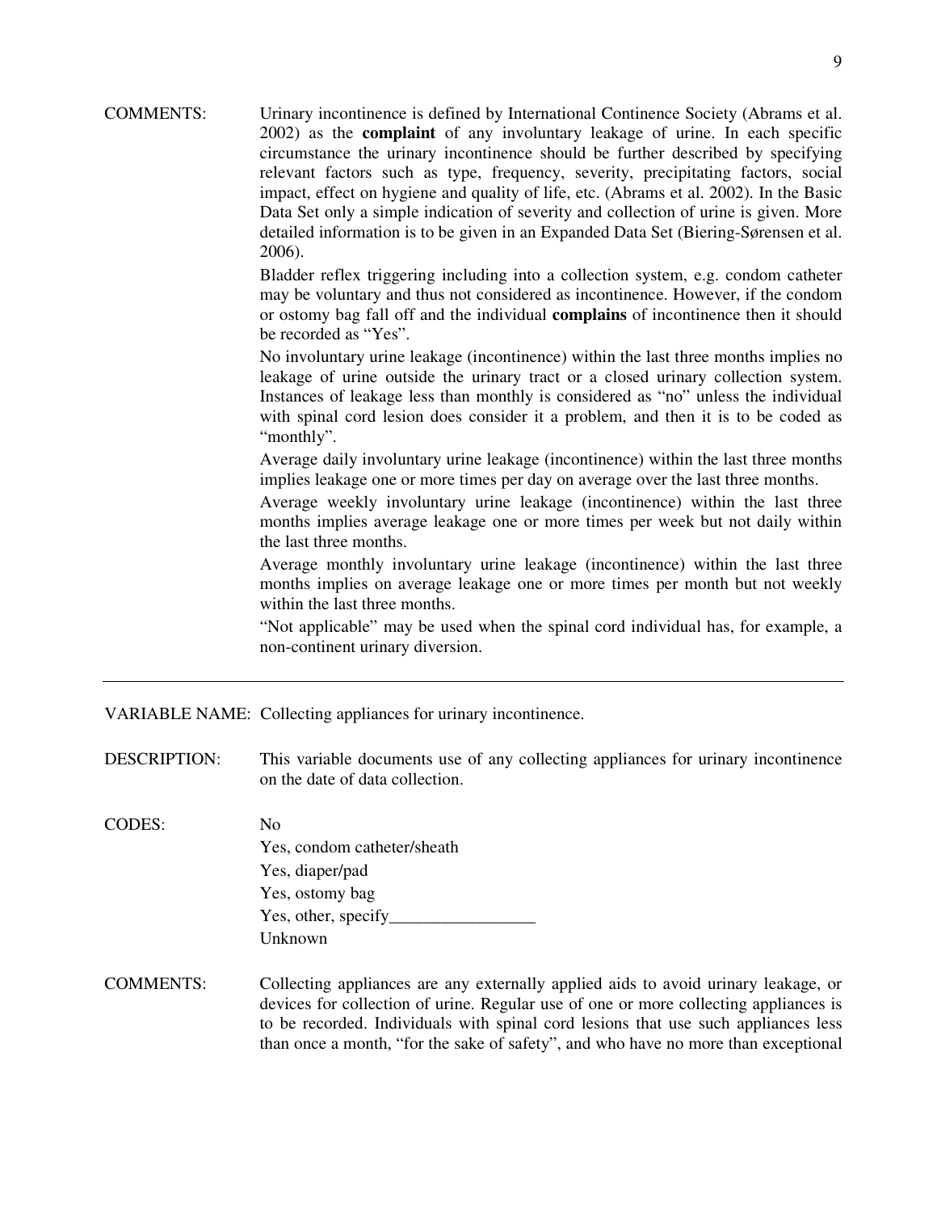COMMENTS: Urinary incontinence is defined by International Continence Society (Abrams et al. 2002) as the **complaint** of any involuntary leakage of urine. In each specific circumstance the urinary incontinence should be further described by specifying relevant factors such as type, frequency, severity, precipitating factors, social impact, effect on hygiene and quality of life, etc. (Abrams et al. 2002). In the Basic Data Set only a simple indication of severity and collection of urine is given. More detailed information is to be given in an Expanded Data Set (Biering-Sørensen et al. 2006).

Bladder reflex triggering including into a collection system, e.g. condom catheter may be voluntary and thus not considered as incontinence. However, if the condom or ostomy bag fall off and the individual **complains** of incontinence then it should be recorded as "Yes".

No involuntary urine leakage (incontinence) within the last three months implies no leakage of urine outside the urinary tract or a closed urinary collection system. Instances of leakage less than monthly is considered as "no" unless the individual with spinal cord lesion does consider it a problem, and then it is to be coded as "monthly".

Average daily involuntary urine leakage (incontinence) within the last three months implies leakage one or more times per day on average over the last three months.

Average weekly involuntary urine leakage (incontinence) within the last three months implies average leakage one or more times per week but not daily within the last three months.

Average monthly involuntary urine leakage (incontinence) within the last three months implies on average leakage one or more times per month but not weekly within the last three months.

"Not applicable" may be used when the spinal cord individual has, for example, a non-continent urinary diversion.

---

VARIABLE NAME: Collecting appliances for urinary incontinence.

DESCRIPTION: This variable documents use of any collecting appliances for urinary incontinence on the date of data collection.

CODES:
No
Yes, condom catheter/sheath
Yes, diaper/pad
Yes, ostomy bag
Yes, other, specify_________________
Unknown

COMMENTS: Collecting appliances are any externally applied aids to avoid urinary leakage, or devices for collection of urine. Regular use of one or more collecting appliances is to be recorded. Individuals with spinal cord lesions that use such appliances less than once a month, "for the sake of safety", and who have no more than exceptional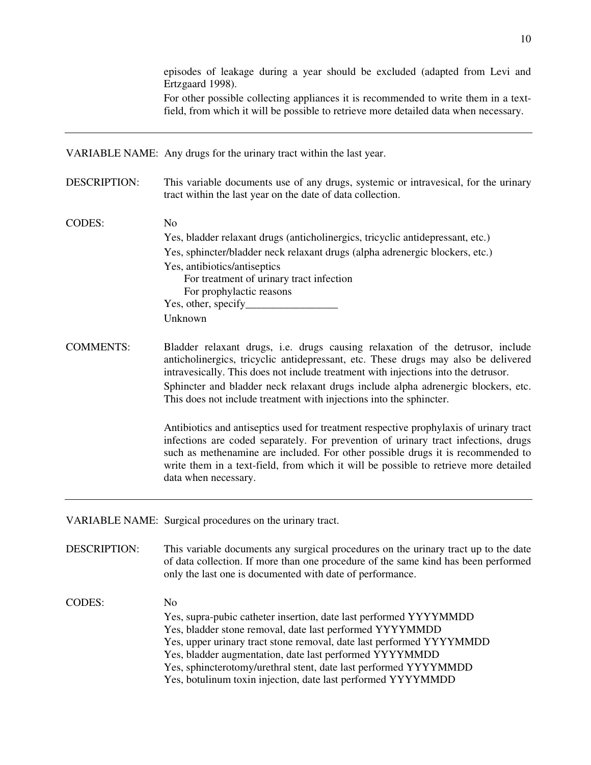episodes of leakage during a year should be excluded (adapted from Levi and Ertzgaard 1998).

For other possible collecting appliances it is recommended to write them in a text-field, from which it will be possible to retrieve more detailed data when necessary.

---

VARIABLE NAME: Any drugs for the urinary tract within the last year.

DESCRIPTION: This variable documents use of any drugs, systemic or intravesical, for the urinary tract within the last year on the date of data collection.

CODES:

No
Yes, bladder relaxant drugs (anticholinergics, tricyclic antidepressant, etc.)
Yes, sphincter/bladder neck relaxant drugs (alpha adrenergic blockers, etc.)
Yes, antibiotics/antiseptics
    For treatment of urinary tract infection
    For prophylactic reasons
Yes, other, specify_________________
Unknown

COMMENTS: Bladder relaxant drugs, i.e. drugs causing relaxation of the detrusor, include anticholinergics, tricyclic antidepressant, etc. These drugs may also be delivered intravesically. This does not include treatment with injections into the detrusor.

Sphincter and bladder neck relaxant drugs include alpha adrenergic blockers, etc. This does not include treatment with injections into the sphincter.

Antibiotics and antiseptics used for treatment respective prophylaxis of urinary tract infections are coded separately. For prevention of urinary tract infections, drugs such as methenamine are included. For other possible drugs it is recommended to write them in a text-field, from which it will be possible to retrieve more detailed data when necessary.

---

VARIABLE NAME: Surgical procedures on the urinary tract.

DESCRIPTION: This variable documents any surgical procedures on the urinary tract up to the date of data collection. If more than one procedure of the same kind has been performed only the last one is documented with date of performance.

CODES:

No
Yes, supra-pubic catheter insertion, date last performed YYYYMMDD
Yes, bladder stone removal, date last performed YYYYMMDD
Yes, upper urinary tract stone removal, date last performed YYYYMMDD
Yes, bladder augmentation, date last performed YYYYMMDD
Yes, sphincterotomy/urethral stent, date last performed YYYYMMDD
Yes, botulinum toxin injection, date last performed YYYYMMDD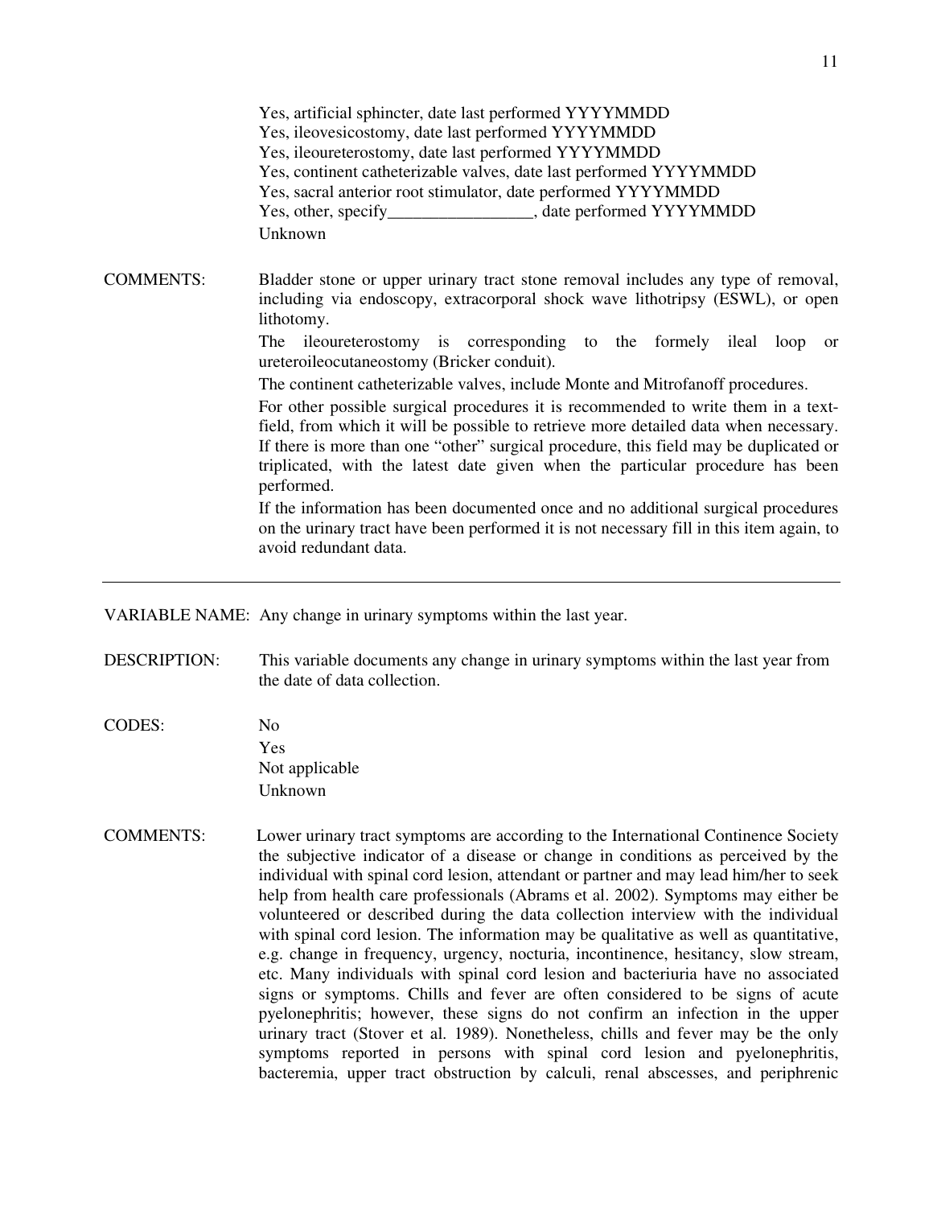Yes, artificial sphincter, date last performed YYYYMMDD
Yes, ileovesicostomy, date last performed YYYYMMDD
Yes, ileoureterostomy, date last performed YYYYMMDD
Yes, continent catheterizable valves, date last performed YYYYMMDD
Yes, sacral anterior root stimulator, date performed YYYYMMDD
Yes, other, specify_________________, date performed YYYYMMDD
Unknown

COMMENTS: Bladder stone or upper urinary tract stone removal includes any type of removal, including via endoscopy, extracorporal shock wave lithotripsy (ESWL), or open lithotomy.

The ileoureterostomy is corresponding to the formely ileal loop or ureteroileocutaneostomy (Bricker conduit).

The continent catheterizable valves, include Monte and Mitrofanoff procedures.

For other possible surgical procedures it is recommended to write them in a text-field, from which it will be possible to retrieve more detailed data when necessary. If there is more than one "other" surgical procedure, this field may be duplicated or triplicated, with the latest date given when the particular procedure has been performed.

If the information has been documented once and no additional surgical procedures on the urinary tract have been performed it is not necessary fill in this item again, to avoid redundant data.

---

VARIABLE NAME: Any change in urinary symptoms within the last year.

DESCRIPTION: This variable documents any change in urinary symptoms within the last year from the date of data collection.

CODES:
No
Yes
Not applicable
Unknown

COMMENTS: Lower urinary tract symptoms are according to the International Continence Society the subjective indicator of a disease or change in conditions as perceived by the individual with spinal cord lesion, attendant or partner and may lead him/her to seek help from health care professionals (Abrams et al. 2002). Symptoms may either be volunteered or described during the data collection interview with the individual with spinal cord lesion. The information may be qualitative as well as quantitative, e.g. change in frequency, urgency, nocturia, incontinence, hesitancy, slow stream, etc. Many individuals with spinal cord lesion and bacteriuria have no associated signs or symptoms. Chills and fever are often considered to be signs of acute pyelonephritis; however, these signs do not confirm an infection in the upper urinary tract (Stover et al. 1989). Nonetheless, chills and fever may be the only symptoms reported in persons with spinal cord lesion and pyelonephritis, bacteremia, upper tract obstruction by calculi, renal abscesses, and periphrenic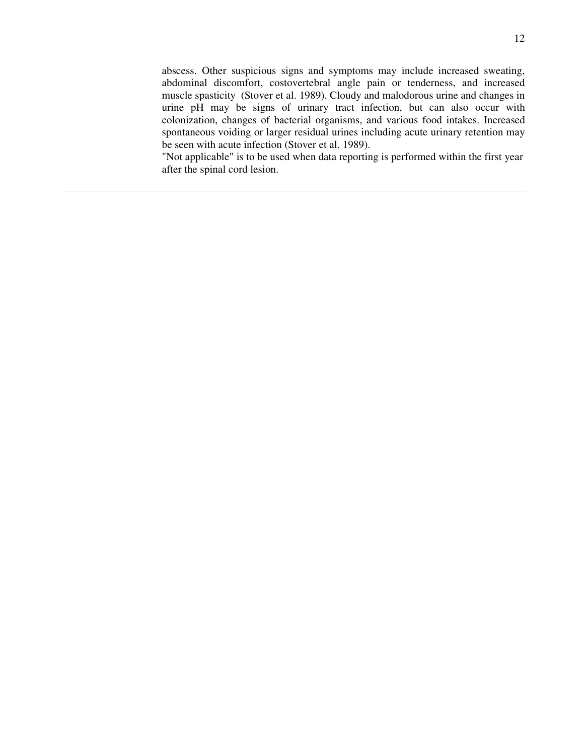abscess. Other suspicious signs and symptoms may include increased sweating, abdominal discomfort, costovertebral angle pain or tenderness, and increased muscle spasticity (Stover et al. 1989). Cloudy and malodorous urine and changes in urine pH may be signs of urinary tract infection, but can also occur with colonization, changes of bacterial organisms, and various food intakes. Increased spontaneous voiding or larger residual urines including acute urinary retention may be seen with acute infection (Stover et al. 1989).

"Not applicable" is to be used when data reporting is performed within the first year after the spinal cord lesion.

---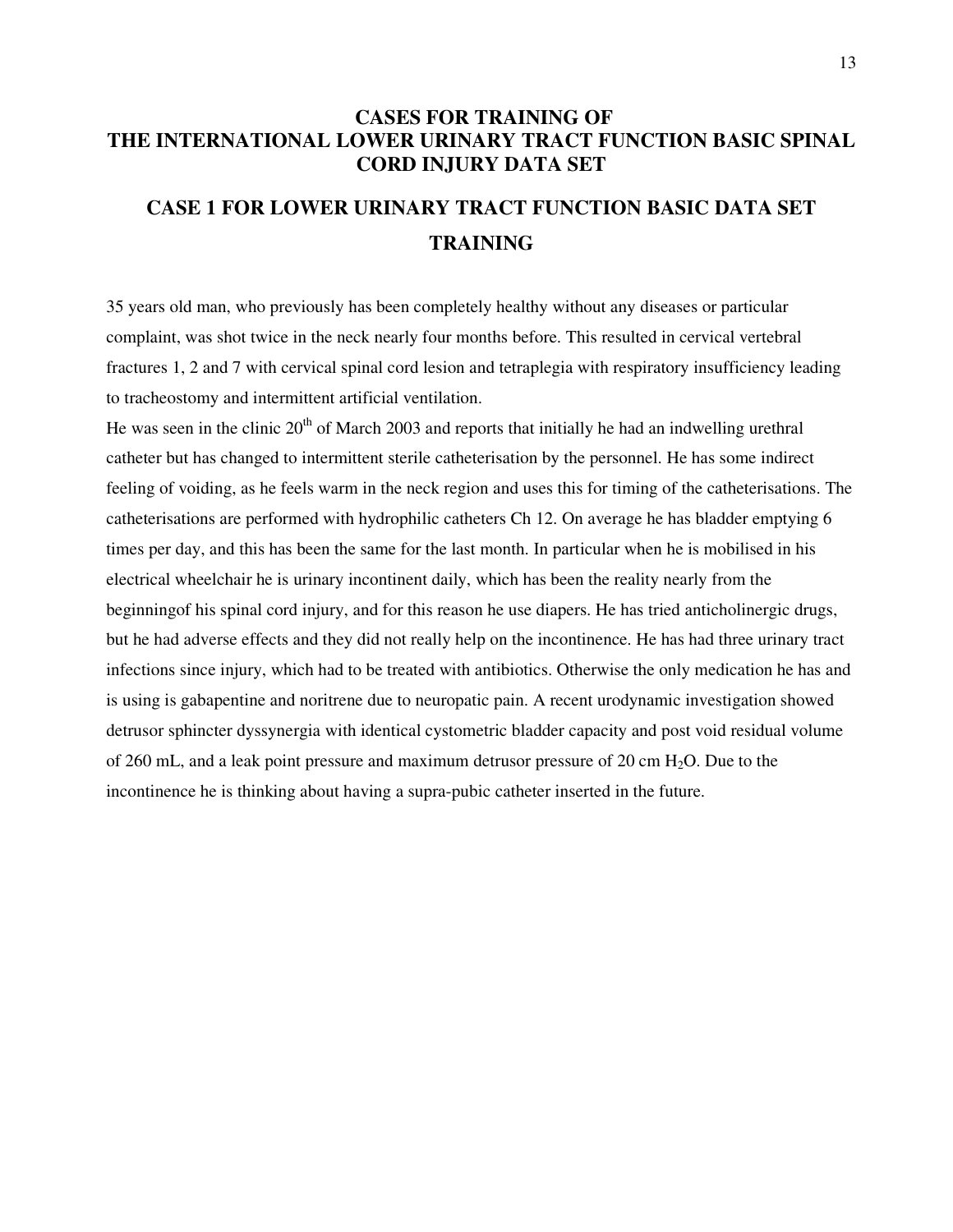# CASES FOR TRAINING OF THE INTERNATIONAL LOWER URINARY TRACT FUNCTION BASIC SPINAL CORD INJURY DATA SET

## CASE 1 FOR LOWER URINARY TRACT FUNCTION BASIC DATA SET TRAINING

35 years old man, who previously has been completely healthy without any diseases or particular complaint, was shot twice in the neck nearly four months before. This resulted in cervical vertebral fractures 1, 2 and 7 with cervical spinal cord lesion and tetraplegia with respiratory insufficiency leading to tracheostomy and intermittent artificial ventilation.

He was seen in the clinic 20th of March 2003 and reports that initially he had an indwelling urethral catheter but has changed to intermittent sterile catheterisation by the personnel. He has some indirect feeling of voiding, as he feels warm in the neck region and uses this for timing of the catheterisations. The catheterisations are performed with hydrophilic catheters Ch 12. On average he has bladder emptying 6 times per day, and this has been the same for the last month. In particular when he is mobilised in his electrical wheelchair he is urinary incontinent daily, which has been the reality nearly from the beginningof his spinal cord injury, and for this reason he use diapers. He has tried anticholinergic drugs, but he had adverse effects and they did not really help on the incontinence. He has had three urinary tract infections since injury, which had to be treated with antibiotics. Otherwise the only medication he has and is using is gabapentine and noritrene due to neuropatic pain. A recent urodynamic investigation showed detrusor sphincter dyssynergia with identical cystometric bladder capacity and post void residual volume of 260 mL, and a leak point pressure and maximum detrusor pressure of 20 cm $H_2O$. Due to the incontinence he is thinking about having a supra-pubic catheter inserted in the future.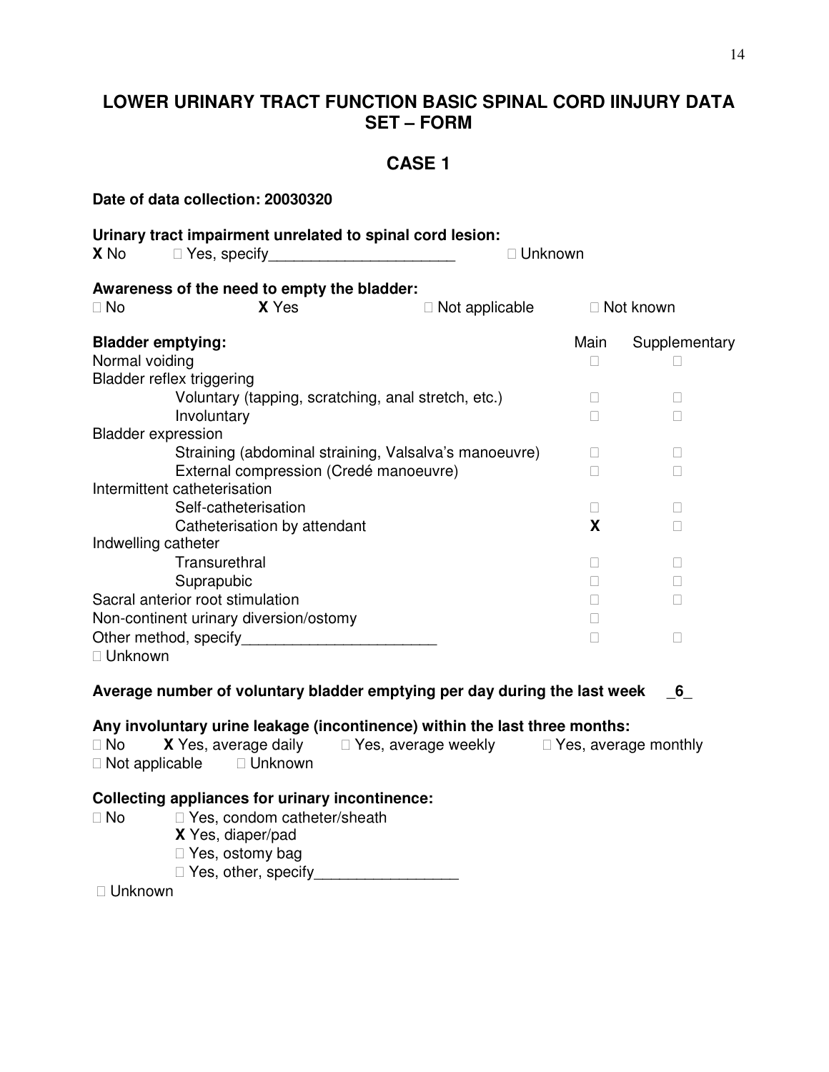# LOWER URINARY TRACT FUNCTION BASIC SPINAL CORD IINJURY DATA SET – FORM

## CASE 1

**Date of data collection: 20030320**

**Urinary tract impairment unrelated to spinal cord lesion:**

**X** No  □ Yes, specify______________________  □ Unknown

**Awareness of the need to empty the bladder:**

□ No  **X** Yes  □ Not applicable  □ Not known

| **Bladder emptying:** | Main | Supplementary |
|---|---|---|
| Normal voiding | □ | □ |
| Bladder reflex triggering | | |
| Voluntary (tapping, scratching, anal stretch, etc.) | □ | □ |
| Involuntary | □ | □ |
| Bladder expression | | |
| Straining (abdominal straining, Valsalva's manoeuvre) | □ | □ |
| External compression (Credé manoeuvre) | □ | □ |
| Intermittent catheterisation | | |
| Self-catheterisation | □ | □ |
| Catheterisation by attendant | **X** | □ |
| Indwelling catheter | | |
| Transurethral | □ | □ |
| Suprapubic | □ | □ |
| Sacral anterior root stimulation | □ | □ |
| Non-continent urinary diversion/ostomy | □ | |
| Other method, specify______________________ | □ | □ |
| □ Unknown | | |

**Average number of voluntary bladder emptying per day during the last week _6_**

**Any involuntary urine leakage (incontinence) within the last three months:**

□ No  **X** Yes, average daily  □ Yes, average weekly  □ Yes, average monthly

□ Not applicable  □ Unknown

**Collecting appliances for urinary incontinence:**

□ No  □ Yes, condom catheter/sheath

**X** Yes, diaper/pad

□ Yes, ostomy bag

□ Yes, other, specify_________________

□ Unknown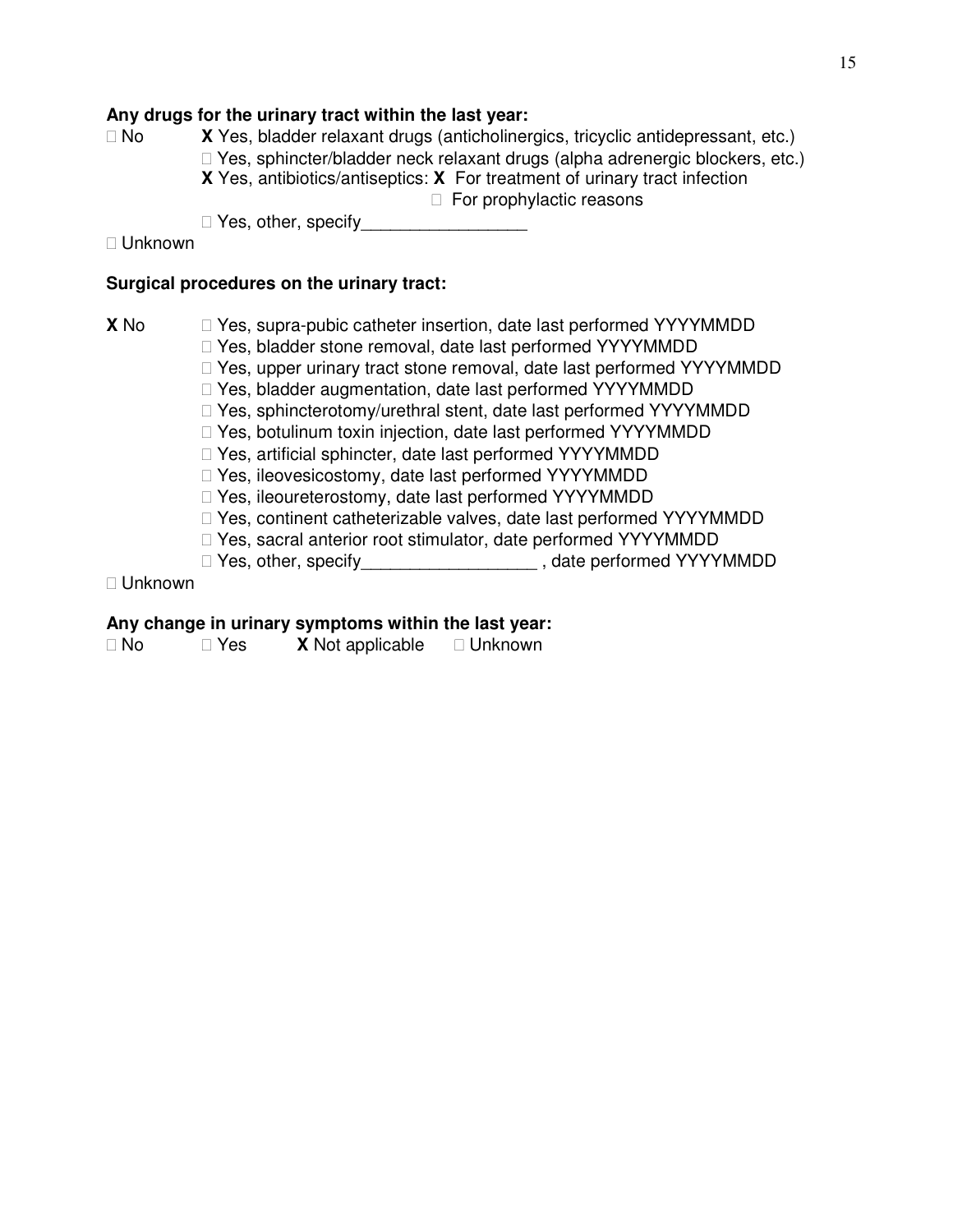**Any drugs for the urinary tract within the last year:**

□ No  **X** Yes, bladder relaxant drugs (anticholinergics, tricyclic antidepressant, etc.)
□ Yes, sphincter/bladder neck relaxant drugs (alpha adrenergic blockers, etc.)
**X** Yes, antibiotics/antiseptics: **X** For treatment of urinary tract infection
□ For prophylactic reasons
□ Yes, other, specify_________________
□ Unknown

**Surgical procedures on the urinary tract:**

**X** No  □ Yes, supra-pubic catheter insertion, date last performed YYYYMMDD
□ Yes, bladder stone removal, date last performed YYYYMMDD
□ Yes, upper urinary tract stone removal, date last performed YYYYMMDD
□ Yes, bladder augmentation, date last performed YYYYMMDD
□ Yes, sphincterotomy/urethral stent, date last performed YYYYMMDD
□ Yes, botulinum toxin injection, date last performed YYYYMMDD
□ Yes, artificial sphincter, date last performed YYYYMMDD
□ Yes, ileovesicostomy, date last performed YYYYMMDD
□ Yes, ileoureterostomy, date last performed YYYYMMDD
□ Yes, continent catheterizable valves, date last performed YYYYMMDD
□ Yes, sacral anterior root stimulator, date performed YYYYMMDD
□ Yes, other, specify__________________ , date performed YYYYMMDD
□ Unknown

**Any change in urinary symptoms within the last year:**

□ No  □ Yes  **X** Not applicable  □ Unknown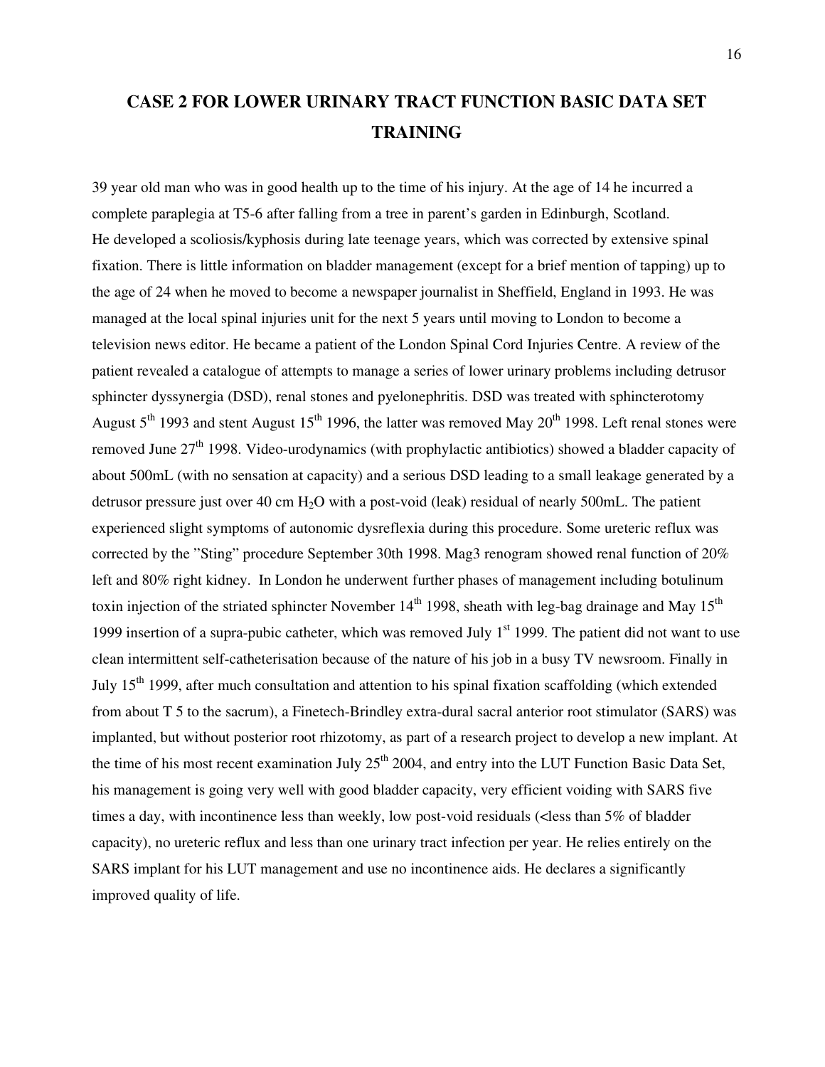# CASE 2 FOR LOWER URINARY TRACT FUNCTION BASIC DATA SET TRAINING

39 year old man who was in good health up to the time of his injury. At the age of 14 he incurred a complete paraplegia at T5-6 after falling from a tree in parent's garden in Edinburgh, Scotland. He developed a scoliosis/kyphosis during late teenage years, which was corrected by extensive spinal fixation. There is little information on bladder management (except for a brief mention of tapping) up to the age of 24 when he moved to become a newspaper journalist in Sheffield, England in 1993. He was managed at the local spinal injuries unit for the next 5 years until moving to London to become a television news editor. He became a patient of the London Spinal Cord Injuries Centre. A review of the patient revealed a catalogue of attempts to manage a series of lower urinary problems including detrusor sphincter dyssynergia (DSD), renal stones and pyelonephritis. DSD was treated with sphincterotomy August 5th 1993 and stent August 15th 1996, the latter was removed May 20th 1998. Left renal stones were removed June 27th 1998. Video-urodynamics (with prophylactic antibiotics) showed a bladder capacity of about 500mL (with no sensation at capacity) and a serious DSD leading to a small leakage generated by a detrusor pressure just over 40 cm $H_2O$ with a post-void (leak) residual of nearly 500mL. The patient experienced slight symptoms of autonomic dysreflexia during this procedure. Some ureteric reflux was corrected by the "Sting" procedure September 30th 1998. Mag3 renogram showed renal function of 20% left and 80% right kidney. In London he underwent further phases of management including botulinum toxin injection of the striated sphincter November 14th 1998, sheath with leg-bag drainage and May 15th 1999 insertion of a supra-pubic catheter, which was removed July 1st 1999. The patient did not want to use clean intermittent self-catheterisation because of the nature of his job in a busy TV newsroom. Finally in July 15th 1999, after much consultation and attention to his spinal fixation scaffolding (which extended from about T 5 to the sacrum), a Finetech-Brindley extra-dural sacral anterior root stimulator (SARS) was implanted, but without posterior root rhizotomy, as part of a research project to develop a new implant. At the time of his most recent examination July 25th 2004, and entry into the LUT Function Basic Data Set, his management is going very well with good bladder capacity, very efficient voiding with SARS five times a day, with incontinence less than weekly, low post-void residuals (<less than 5% of bladder capacity), no ureteric reflux and less than one urinary tract infection per year. He relies entirely on the SARS implant for his LUT management and use no incontinence aids. He declares a significantly improved quality of life.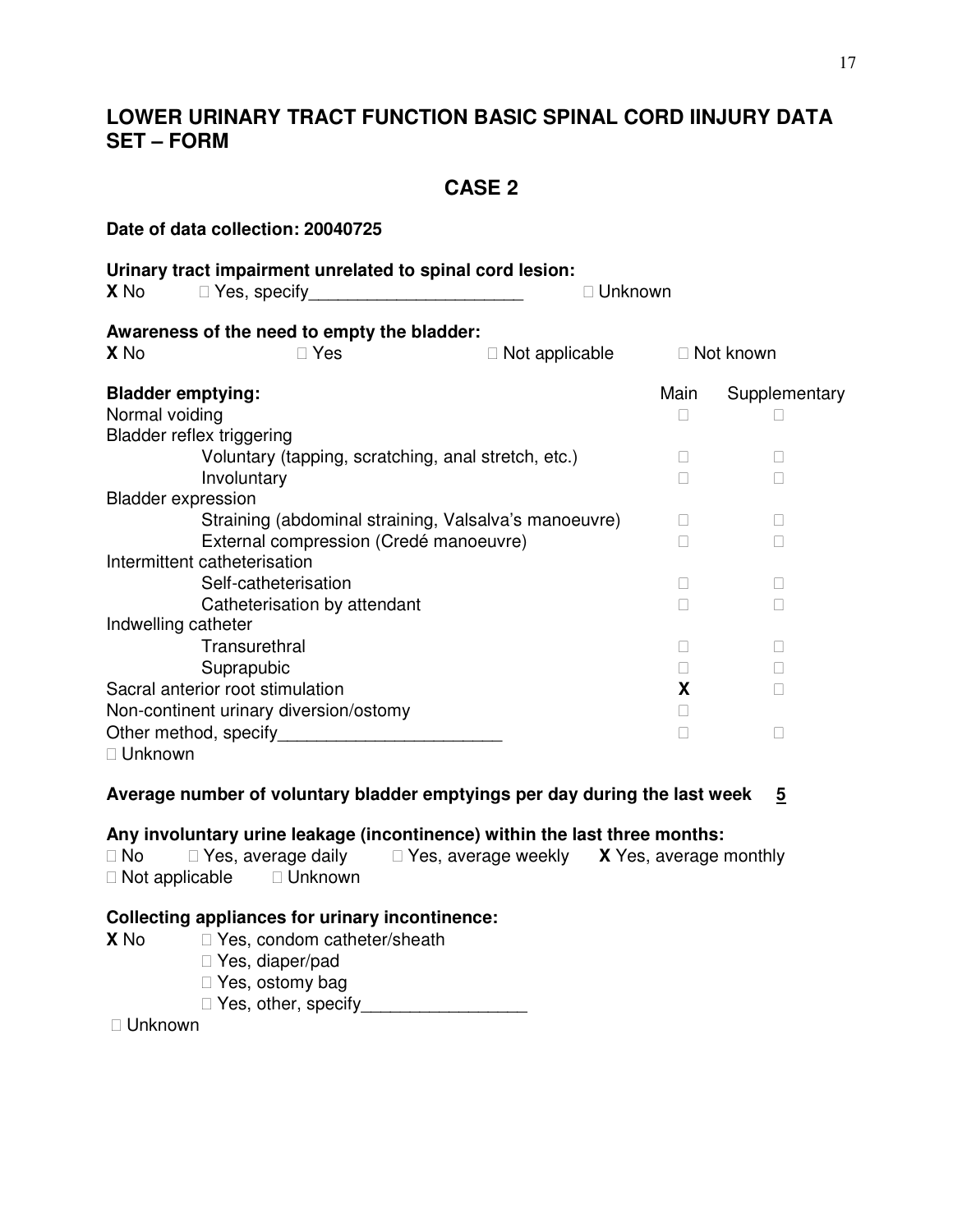# LOWER URINARY TRACT FUNCTION BASIC SPINAL CORD IINJURY DATA SET – FORM

## CASE 2

**Date of data collection: 20040725**

**Urinary tract impairment unrelated to spinal cord lesion:**
**X** No  □ Yes, specify______________________  □ Unknown

**Awareness of the need to empty the bladder:**
**X** No  □ Yes  □ Not applicable  □ Not known

| **Bladder emptying:** | Main | Supplementary |
|---|---|---|
| Normal voiding | □ | □ |
| Bladder reflex triggering | | |
| Voluntary (tapping, scratching, anal stretch, etc.) | □ | □ |
| Involuntary | □ | □ |
| Bladder expression | | |
| Straining (abdominal straining, Valsalva's manoeuvre) | □ | □ |
| External compression (Credé manoeuvre) | □ | □ |
| Intermittent catheterisation | | |
| Self-catheterisation | □ | □ |
| Catheterisation by attendant | □ | □ |
| Indwelling catheter | | |
| Transurethral | □ | □ |
| Suprapubic | □ | □ |
| Sacral anterior root stimulation | **X** | □ |
| Non-continent urinary diversion/ostomy | □ | |
| Other method, specify______________________ | □ | □ |
| □ Unknown | | |

**Average number of voluntary bladder emptyings per day during the last week** **5**

**Any involuntary urine leakage (incontinence) within the last three months:**
□ No  □ Yes, average daily  □ Yes, average weekly  **X** Yes, average monthly
□ Not applicable  □ Unknown

**Collecting appliances for urinary incontinence:**
**X** No  □ Yes, condom catheter/sheath
□ Yes, diaper/pad
□ Yes, ostomy bag
□ Yes, other, specify_________________
□ Unknown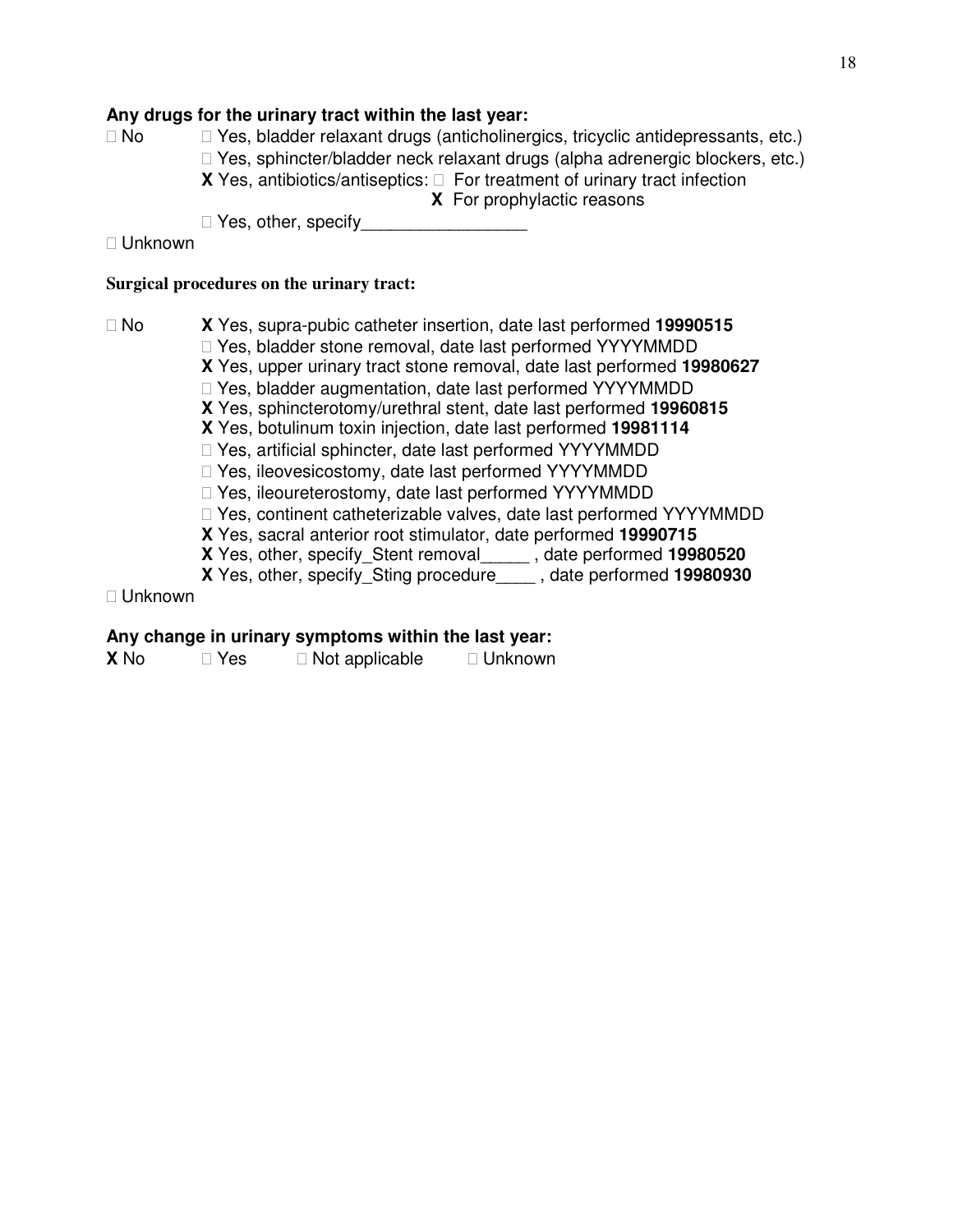**Any drugs for the urinary tract within the last year:**

□ No  □ Yes, bladder relaxant drugs (anticholinergics, tricyclic antidepressants, etc.)
□ Yes, sphincter/bladder neck relaxant drugs (alpha adrenergic blockers, etc.)
**X** Yes, antibiotics/antiseptics: □ For treatment of urinary tract infection
**X** For prophylactic reasons
□ Yes, other, specify_________________
□ Unknown

**Surgical procedures on the urinary tract:**

□ No  **X** Yes, supra-pubic catheter insertion, date last performed **19990515**
□ Yes, bladder stone removal, date last performed YYYYMMDD
**X** Yes, upper urinary tract stone removal, date last performed **19980627**
□ Yes, bladder augmentation, date last performed YYYYMMDD
**X** Yes, sphincterotomy/urethral stent, date last performed **19960815**
**X** Yes, botulinum toxin injection, date last performed **19981114**
□ Yes, artificial sphincter, date last performed YYYYMMDD
□ Yes, ileovesicostomy, date last performed YYYYMMDD
□ Yes, ileoureterostomy, date last performed YYYYMMDD
□ Yes, continent catheterizable valves, date last performed YYYYMMDD
**X** Yes, sacral anterior root stimulator, date performed **19990715**
**X** Yes, other, specify_Stent removal_____ , date performed **19980520**
**X** Yes, other, specify_Sting procedure____ , date performed **19980930**
□ Unknown

**Any change in urinary symptoms within the last year:**

**X** No  □ Yes  □ Not applicable  □ Unknown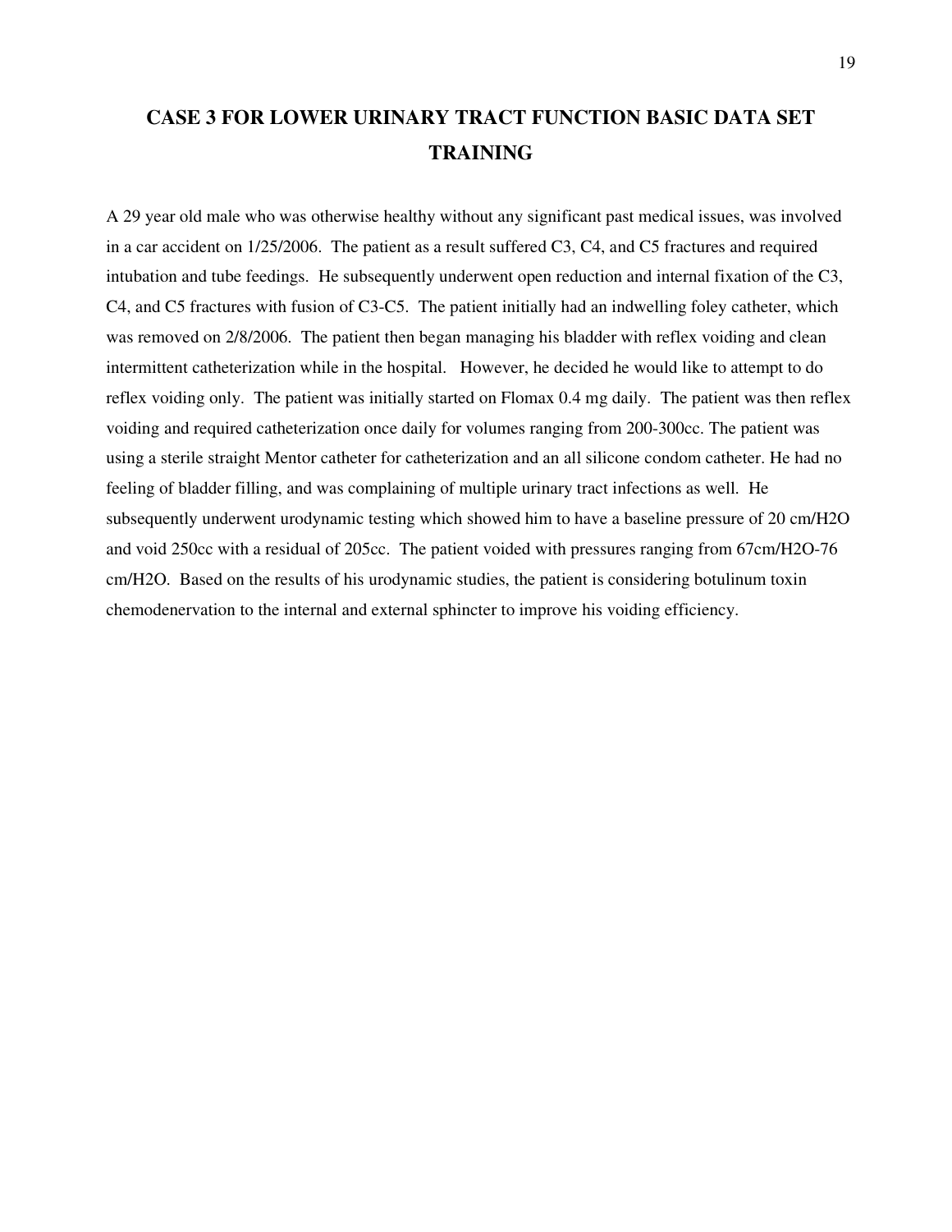# CASE 3 FOR LOWER URINARY TRACT FUNCTION BASIC DATA SET TRAINING

A 29 year old male who was otherwise healthy without any significant past medical issues, was involved in a car accident on 1/25/2006. The patient as a result suffered C3, C4, and C5 fractures and required intubation and tube feedings. He subsequently underwent open reduction and internal fixation of the C3, C4, and C5 fractures with fusion of C3-C5. The patient initially had an indwelling foley catheter, which was removed on 2/8/2006. The patient then began managing his bladder with reflex voiding and clean intermittent catheterization while in the hospital. However, he decided he would like to attempt to do reflex voiding only. The patient was initially started on Flomax 0.4 mg daily. The patient was then reflex voiding and required catheterization once daily for volumes ranging from 200-300cc. The patient was using a sterile straight Mentor catheter for catheterization and an all silicone condom catheter. He had no feeling of bladder filling, and was complaining of multiple urinary tract infections as well. He subsequently underwent urodynamic testing which showed him to have a baseline pressure of 20 cm/H2O and void 250cc with a residual of 205cc. The patient voided with pressures ranging from 67cm/H2O-76 cm/H2O. Based on the results of his urodynamic studies, the patient is considering botulinum toxin chemodenervation to the internal and external sphincter to improve his voiding efficiency.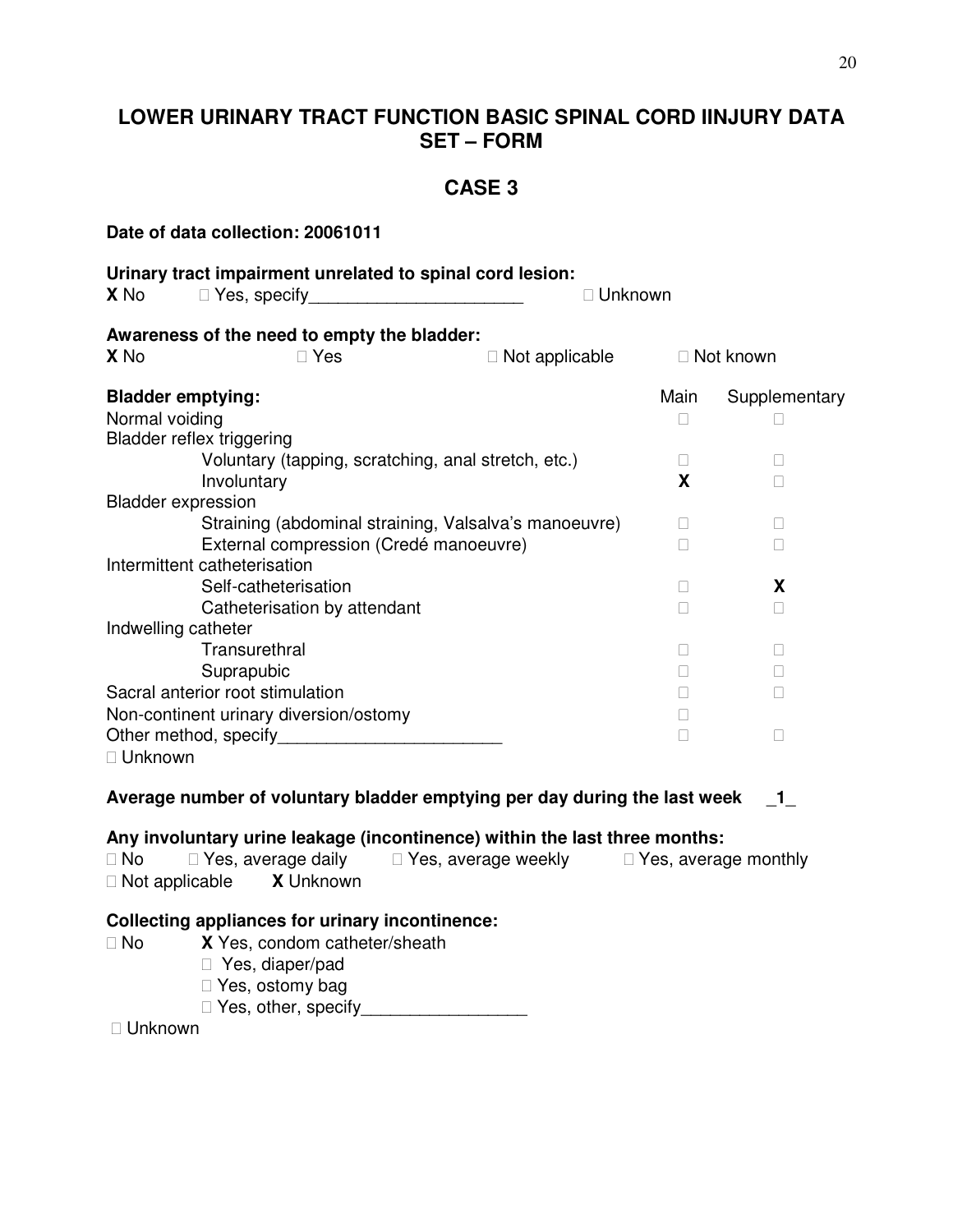# LOWER URINARY TRACT FUNCTION BASIC SPINAL CORD IINJURY DATA SET – FORM

## CASE 3

**Date of data collection: 20061011**

**Urinary tract impairment unrelated to spinal cord lesion:**

**X** No □ Yes, specify______________________ □ Unknown

**Awareness of the need to empty the bladder:**

**X** No □ Yes □ Not applicable □ Not known

| **Bladder emptying:** | Main | Supplementary |
|---|---|---|
| Normal voiding | □ | □ |
| Bladder reflex triggering | | |
| Voluntary (tapping, scratching, anal stretch, etc.) | □ | □ |
| Involuntary | **X** | □ |
| Bladder expression | | |
| Straining (abdominal straining, Valsalva's manoeuvre) | □ | □ |
| External compression (Credé manoeuvre) | □ | □ |
| Intermittent catheterisation | | |
| Self-catheterisation | □ | **X** |
| Catheterisation by attendant | □ | □ |
| Indwelling catheter | | |
| Transurethral | □ | □ |
| Suprapubic | □ | □ |
| Sacral anterior root stimulation | □ | □ |
| Non-continent urinary diversion/ostomy | □ | |
| Other method, specify_______________________ | □ | □ |
| □ Unknown | | |

**Average number of voluntary bladder emptying per day during the last week** _1_

**Any involuntary urine leakage (incontinence) within the last three months:**

□ No □ Yes, average daily □ Yes, average weekly □ Yes, average monthly

□ Not applicable **X** Unknown

**Collecting appliances for urinary incontinence:**

□ No **X** Yes, condom catheter/sheath

□ Yes, diaper/pad

□ Yes, ostomy bag

□ Yes, other, specify_________________

□ Unknown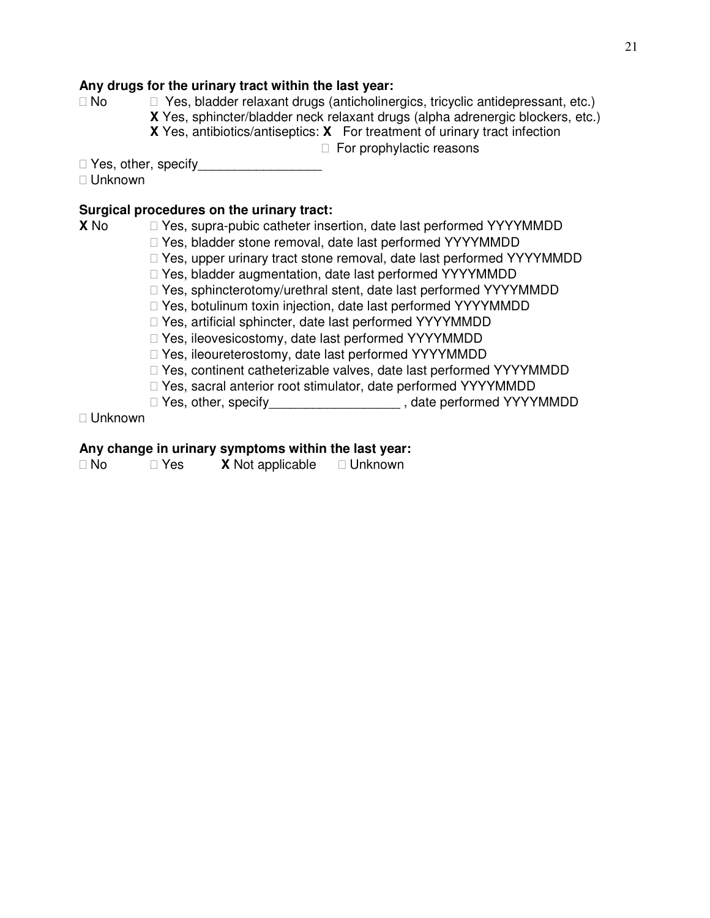**Any drugs for the urinary tract within the last year:**

□ No  □ Yes, bladder relaxant drugs (anticholinergics, tricyclic antidepressant, etc.)
**X** Yes, sphincter/bladder neck relaxant drugs (alpha adrenergic blockers, etc.)
**X** Yes, antibiotics/antiseptics: **X** For treatment of urinary tract infection
□ For prophylactic reasons

□ Yes, other, specify_________________
□ Unknown

**Surgical procedures on the urinary tract:**

**X** No  □ Yes, supra-pubic catheter insertion, date last performed YYYYMMDD
□ Yes, bladder stone removal, date last performed YYYYMMDD
□ Yes, upper urinary tract stone removal, date last performed YYYYMMDD
□ Yes, bladder augmentation, date last performed YYYYMMDD
□ Yes, sphincterotomy/urethral stent, date last performed YYYYMMDD
□ Yes, botulinum toxin injection, date last performed YYYYMMDD
□ Yes, artificial sphincter, date last performed YYYYMMDD
□ Yes, ileovesicostomy, date last performed YYYYMMDD
□ Yes, ileoureterostomy, date last performed YYYYMMDD
□ Yes, continent catheterizable valves, date last performed YYYYMMDD
□ Yes, sacral anterior root stimulator, date performed YYYYMMDD
□ Yes, other, specify__________________ , date performed YYYYMMDD

□ Unknown

**Any change in urinary symptoms within the last year:**

□ No  □ Yes  **X** Not applicable  □ Unknown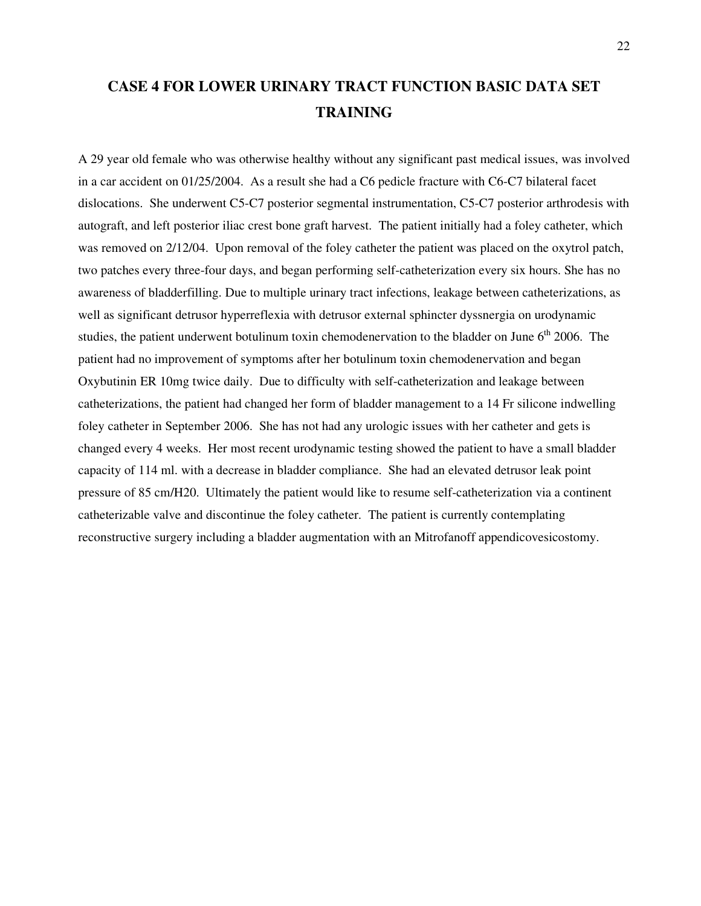# CASE 4 FOR LOWER URINARY TRACT FUNCTION BASIC DATA SET TRAINING

A 29 year old female who was otherwise healthy without any significant past medical issues, was involved in a car accident on 01/25/2004. As a result she had a C6 pedicle fracture with C6-C7 bilateral facet dislocations. She underwent C5-C7 posterior segmental instrumentation, C5-C7 posterior arthrodesis with autograft, and left posterior iliac crest bone graft harvest. The patient initially had a foley catheter, which was removed on 2/12/04. Upon removal of the foley catheter the patient was placed on the oxytrol patch, two patches every three-four days, and began performing self-catheterization every six hours. She has no awareness of bladderfilling. Due to multiple urinary tract infections, leakage between catheterizations, as well as significant detrusor hyperreflexia with detrusor external sphincter dyssnergia on urodynamic studies, the patient underwent botulinum toxin chemodenervation to the bladder on June 6th 2006. The patient had no improvement of symptoms after her botulinum toxin chemodenervation and began Oxybutinin ER 10mg twice daily. Due to difficulty with self-catheterization and leakage between catheterizations, the patient had changed her form of bladder management to a 14 Fr silicone indwelling foley catheter in September 2006. She has not had any urologic issues with her catheter and gets is changed every 4 weeks. Her most recent urodynamic testing showed the patient to have a small bladder capacity of 114 ml. with a decrease in bladder compliance. She had an elevated detrusor leak point pressure of 85 cm/H20. Ultimately the patient would like to resume self-catheterization via a continent catheterizable valve and discontinue the foley catheter. The patient is currently contemplating reconstructive surgery including a bladder augmentation with an Mitrofanoff appendicovesicostomy.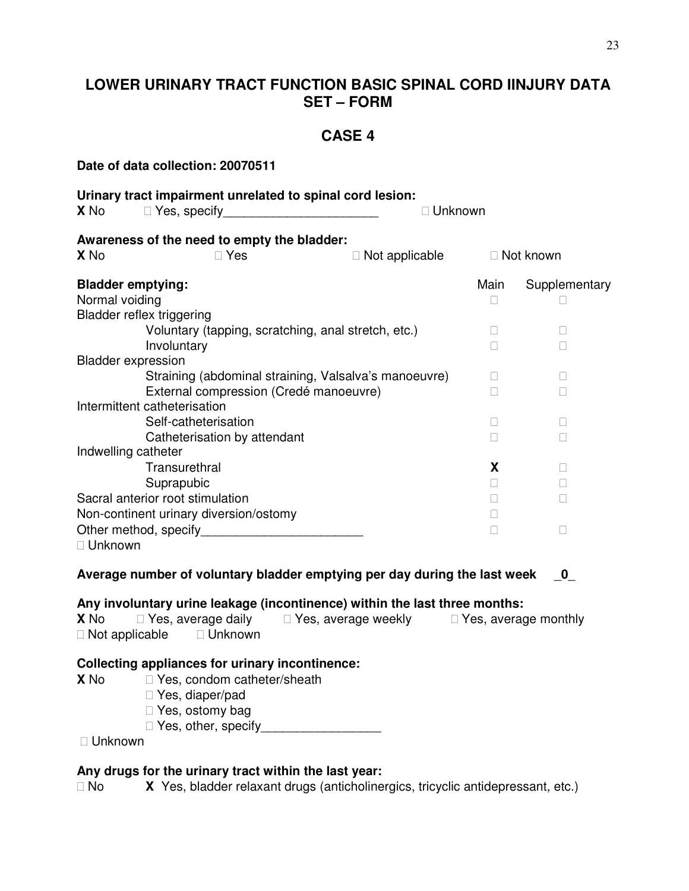# LOWER URINARY TRACT FUNCTION BASIC SPINAL CORD IINJURY DATA SET – FORM

## CASE 4

**Date of data collection: 20070511**

**Urinary tract impairment unrelated to spinal cord lesion:**
**X** No  □ Yes, specify______________________  □ Unknown

**Awareness of the need to empty the bladder:**
**X** No  □ Yes  □ Not applicable  □ Not known

| **Bladder emptying:** | Main | Supplementary |
|---|---|---|
| Normal voiding | □ | □ |
| Bladder reflex triggering | | |
| Voluntary (tapping, scratching, anal stretch, etc.) | □ | □ |
| Involuntary | □ | □ |
| Bladder expression | | |
| Straining (abdominal straining, Valsalva's manoeuvre) | □ | □ |
| External compression (Credé manoeuvre) | □ | □ |
| Intermittent catheterisation | | |
| Self-catheterisation | □ | □ |
| Catheterisation by attendant | □ | □ |
| Indwelling catheter | | |
| Transurethral | **X** | □ |
| Suprapubic | □ | □ |
| Sacral anterior root stimulation | □ | □ |
| Non-continent urinary diversion/ostomy | □ | |
| Other method, specify______________________ | □ | □ |

□ Unknown

**Average number of voluntary bladder emptying per day during the last week _0_**

**Any involuntary urine leakage (incontinence) within the last three months:**
**X** No  □ Yes, average daily  □ Yes, average weekly  □ Yes, average monthly
□ Not applicable  □ Unknown

**Collecting appliances for urinary incontinence:**
**X** No  □ Yes, condom catheter/sheath
□ Yes, diaper/pad
□ Yes, ostomy bag
□ Yes, other, specify_________________
□ Unknown

**Any drugs for the urinary tract within the last year:**
□ No  **X** Yes, bladder relaxant drugs (anticholinergics, tricyclic antidepressant, etc.)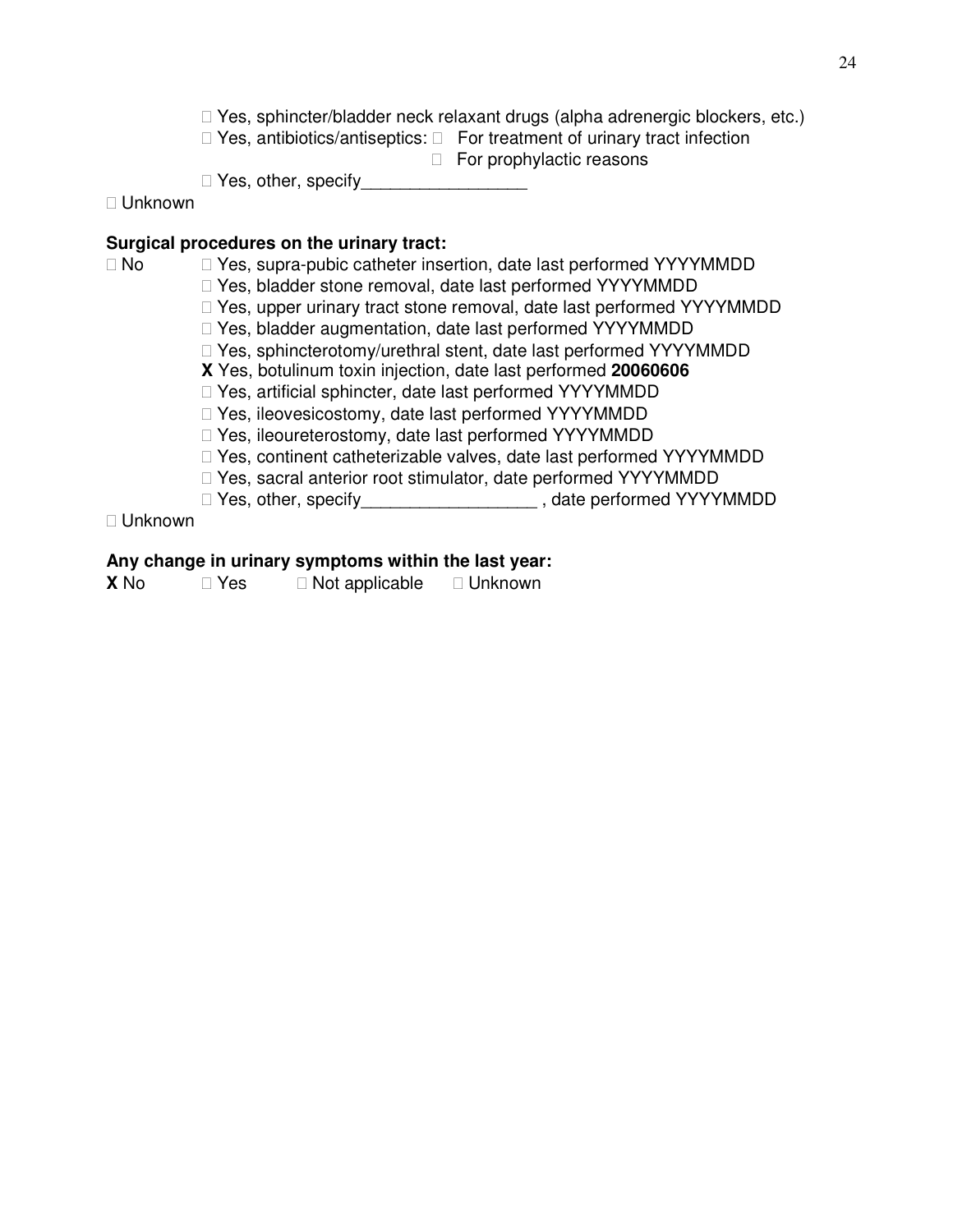Yes, sphincter/bladder neck relaxant drugs (alpha adrenergic blockers, etc.)

 Yes, antibiotics/antiseptics:  For treatment of urinary tract infection

 For prophylactic reasons

 Yes, other, specify_________________

 Unknown

**Surgical procedures on the urinary tract:**

 No  Yes, supra-pubic catheter insertion, date last performed YYYYMMDD

 Yes, bladder stone removal, date last performed YYYYMMDD

 Yes, upper urinary tract stone removal, date last performed YYYYMMDD

 Yes, bladder augmentation, date last performed YYYYMMDD

 Yes, sphincterotomy/urethral stent, date last performed YYYYMMDD

**X** Yes, botulinum toxin injection, date last performed **20060606**

 Yes, artificial sphincter, date last performed YYYYMMDD

 Yes, ileovesicostomy, date last performed YYYYMMDD

 Yes, ileoureterostomy, date last performed YYYYMMDD

 Yes, continent catheterizable valves, date last performed YYYYMMDD

 Yes, sacral anterior root stimulator, date performed YYYYMMDD

 Yes, other, specify__________________ , date performed YYYYMMDD

 Unknown

**Any change in urinary symptoms within the last year:**

**X** No  Yes  Not applicable  Unknown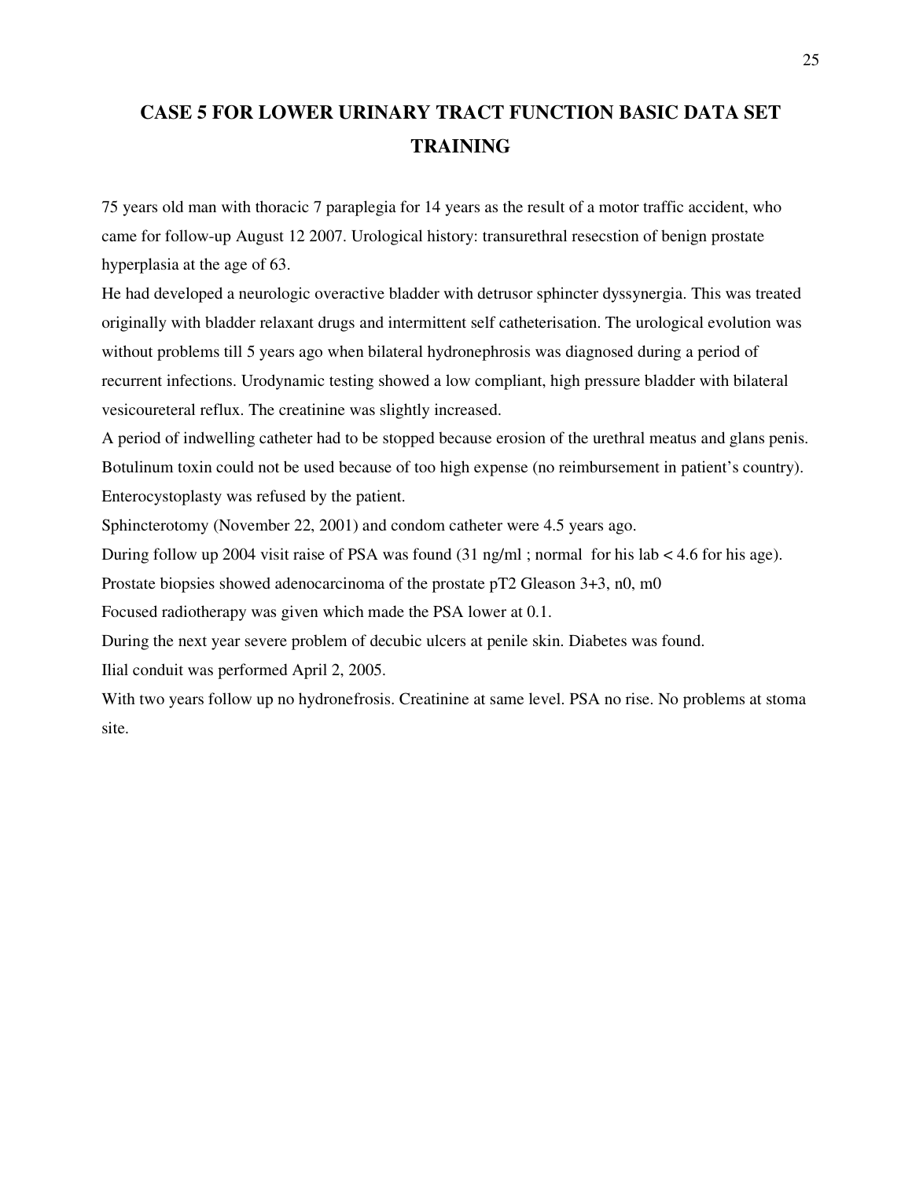# CASE 5 FOR LOWER URINARY TRACT FUNCTION BASIC DATA SET TRAINING

75 years old man with thoracic 7 paraplegia for 14 years as the result of a motor traffic accident, who came for follow-up August 12 2007. Urological history: transurethral resecstion of benign prostate hyperplasia at the age of 63.

He had developed a neurologic overactive bladder with detrusor sphincter dyssynergia. This was treated originally with bladder relaxant drugs and intermittent self catheterisation. The urological evolution was without problems till 5 years ago when bilateral hydronephrosis was diagnosed during a period of recurrent infections. Urodynamic testing showed a low compliant, high pressure bladder with bilateral vesicoureteral reflux. The creatinine was slightly increased.

A period of indwelling catheter had to be stopped because erosion of the urethral meatus and glans penis. Botulinum toxin could not be used because of too high expense (no reimbursement in patient's country). Enterocystoplasty was refused by the patient.

Sphincterotomy (November 22, 2001) and condom catheter were 4.5 years ago.

During follow up 2004 visit raise of PSA was found (31 ng/ml ; normal for his lab < 4.6 for his age).

Prostate biopsies showed adenocarcinoma of the prostate pT2 Gleason 3+3, n0, m0

Focused radiotherapy was given which made the PSA lower at 0.1.

During the next year severe problem of decubic ulcers at penile skin. Diabetes was found.

Ilial conduit was performed April 2, 2005.

With two years follow up no hydronefrosis. Creatinine at same level. PSA no rise. No problems at stoma site.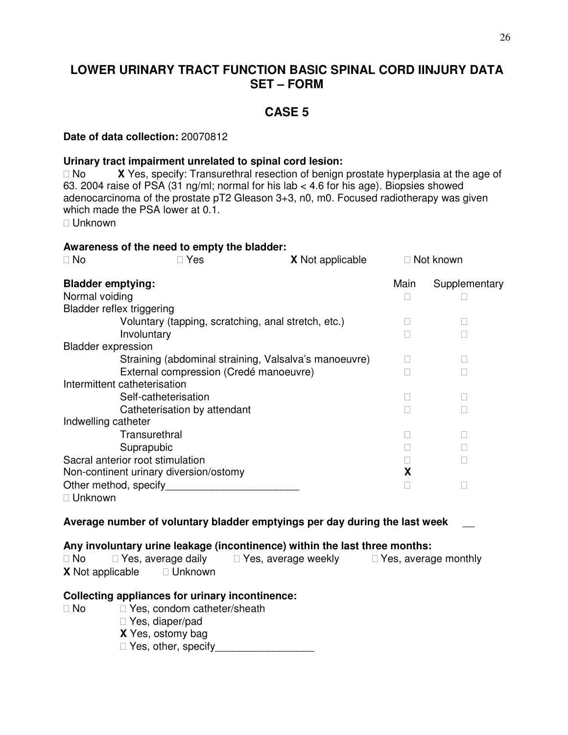# LOWER URINARY TRACT FUNCTION BASIC SPINAL CORD IINJURY DATA SET – FORM

## CASE 5

**Date of data collection:** 20070812

**Urinary tract impairment unrelated to spinal cord lesion:**

□ No **X** Yes, specify: Transurethral resection of benign prostate hyperplasia at the age of 63. 2004 raise of PSA (31 ng/ml; normal for his lab < 4.6 for his age). Biopsies showed adenocarcinoma of the prostate pT2 Gleason 3+3, n0, m0. Focused radiotherapy was given which made the PSA lower at 0.1.

□ Unknown

**Awareness of the need to empty the bladder:**

□ No □ Yes **X** Not applicable □ Not known

| **Bladder emptying:** | Main | Supplementary |
|---|---|---|
| Normal voiding | □ | □ |
| Bladder reflex triggering | | |
| Voluntary (tapping, scratching, anal stretch, etc.) | □ | □ |
| Involuntary | □ | □ |
| Bladder expression | | |
| Straining (abdominal straining, Valsalva's manoeuvre) | □ | □ |
| External compression (Credé manoeuvre) | □ | □ |
| Intermittent catheterisation | | |
| Self-catheterisation | □ | □ |
| Catheterisation by attendant | □ | □ |
| Indwelling catheter | | |
| Transurethral | □ | □ |
| Suprapubic | □ | □ |
| Sacral anterior root stimulation | □ | □ |
| Non-continent urinary diversion/ostomy | **X** | |
| Other method, specify_______________________ | □ | □ |

□ Unknown

**Average number of voluntary bladder emptyings per day during the last week** __

**Any involuntary urine leakage (incontinence) within the last three months:**

□ No □ Yes, average daily □ Yes, average weekly □ Yes, average monthly

**X** Not applicable □ Unknown

**Collecting appliances for urinary incontinence:**

□ No □ Yes, condom catheter/sheath

□ Yes, diaper/pad

**X** Yes, ostomy bag

□ Yes, other, specify_________________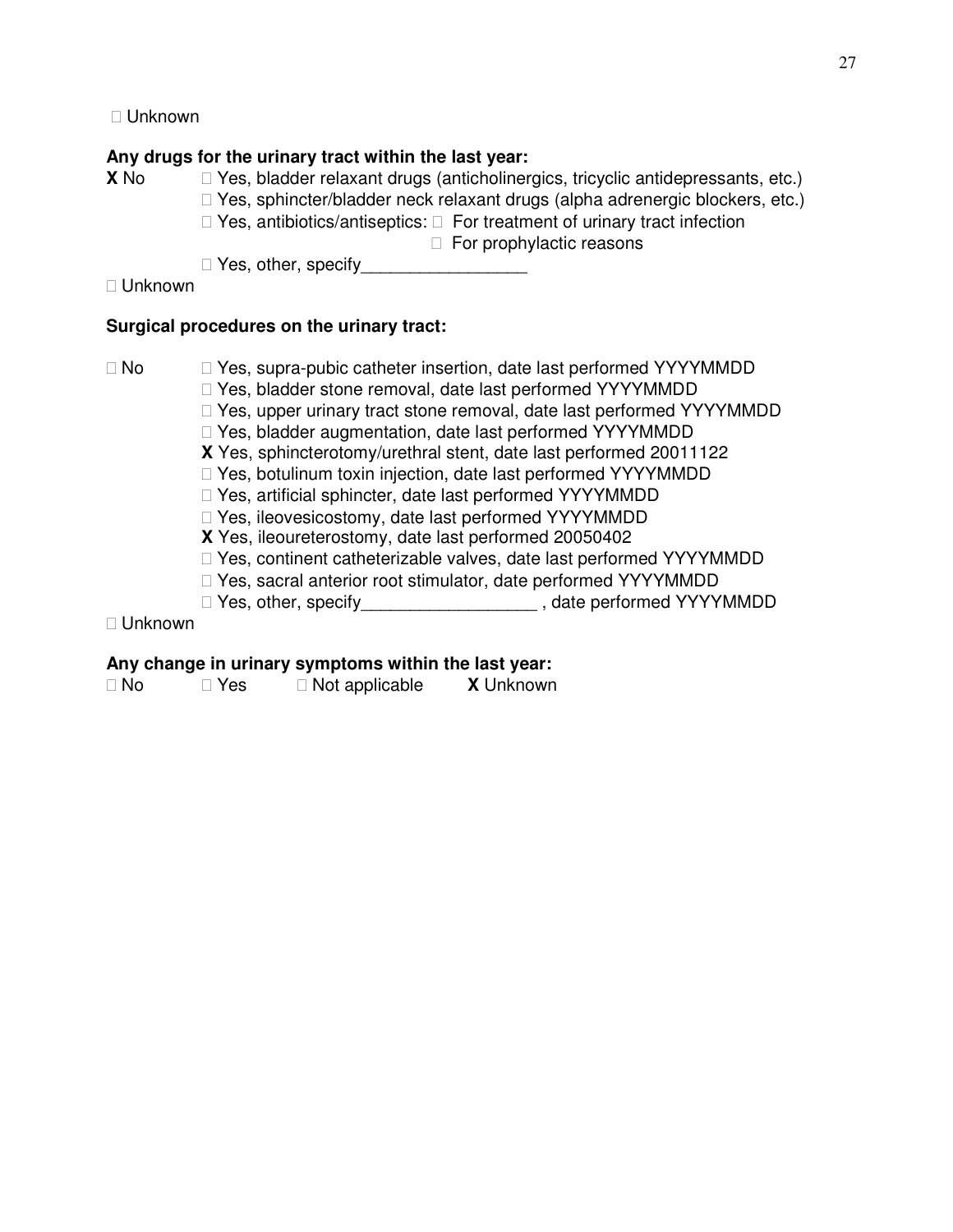□ Unknown

**Any drugs for the urinary tract within the last year:**

**X** No
□ Yes, bladder relaxant drugs (anticholinergics, tricyclic antidepressants, etc.)
□ Yes, sphincter/bladder neck relaxant drugs (alpha adrenergic blockers, etc.)
□ Yes, antibiotics/antiseptics: □ For treatment of urinary tract infection
□ For prophylactic reasons
□ Yes, other, specify_________________
□ Unknown

**Surgical procedures on the urinary tract:**

□ No
□ Yes, supra-pubic catheter insertion, date last performed YYYYMMDD
□ Yes, bladder stone removal, date last performed YYYYMMDD
□ Yes, upper urinary tract stone removal, date last performed YYYYMMDD
□ Yes, bladder augmentation, date last performed YYYYMMDD
**X** Yes, sphincterotomy/urethral stent, date last performed 20011122
□ Yes, botulinum toxin injection, date last performed YYYYMMDD
□ Yes, artificial sphincter, date last performed YYYYMMDD
□ Yes, ileovesicostomy, date last performed YYYYMMDD
**X** Yes, ileoureterostomy, date last performed 20050402
□ Yes, continent catheterizable valves, date last performed YYYYMMDD
□ Yes, sacral anterior root stimulator, date performed YYYYMMDD
□ Yes, other, specify__________________ , date performed YYYYMMDD
□ Unknown

**Any change in urinary symptoms within the last year:**

□ No □ Yes □ Not applicable **X** Unknown